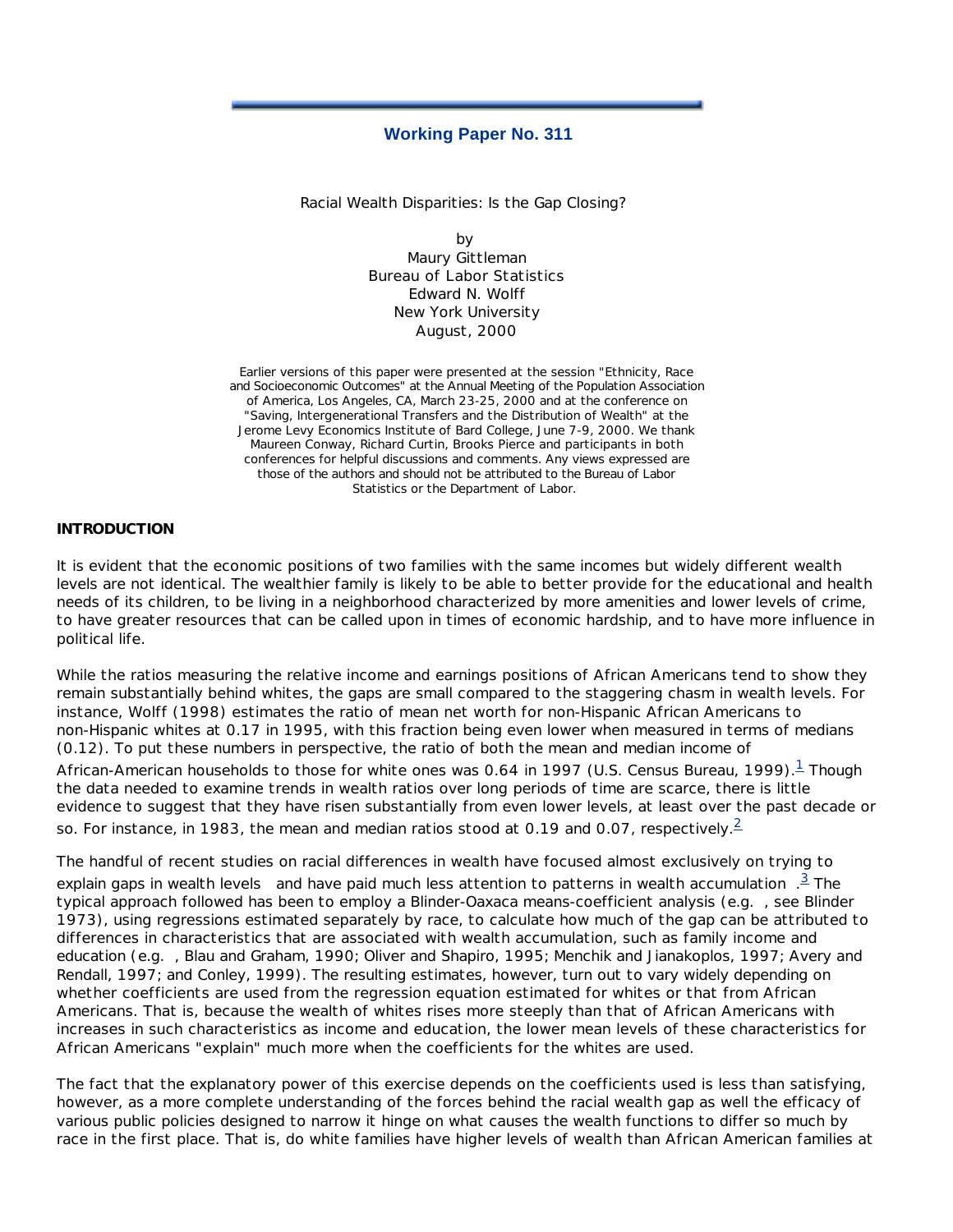## Working Paper No. 311

Racial Wealth Disparities: Is the Gap Closing?

by
Maury Gittleman
Bureau of Labor Statistics
Edward N. Wolff
New York University
August, 2000

Earlier versions of this paper were presented at the session "Ethnicity, Race and Socioeconomic Outcomes" at the Annual Meeting of the Population Association of America, Los Angeles, CA, March 23-25, 2000 and at the conference on "Saving, Intergenerational Transfers and the Distribution of Wealth" at the Jerome Levy Economics Institute of Bard College, June 7-9, 2000. We thank Maureen Conway, Richard Curtin, Brooks Pierce and participants in both conferences for helpful discussions and comments. Any views expressed are those of the authors and should not be attributed to the Bureau of Labor Statistics or the Department of Labor.

**INTRODUCTION**

It is evident that the economic positions of two families with the same incomes but widely different wealth levels are not identical. The wealthier family is likely to be able to better provide for the educational and health needs of its children, to be living in a neighborhood characterized by more amenities and lower levels of crime, to have greater resources that can be called upon in times of economic hardship, and to have more influence in political life.

While the ratios measuring the relative income and earnings positions of African Americans tend to show they remain substantially behind whites, the gaps are small compared to the staggering chasm in wealth levels. For instance, Wolff (1998) estimates the ratio of mean net worth for non-Hispanic African Americans to non-Hispanic whites at 0.17 in 1995, with this fraction being even lower when measured in terms of medians (0.12). To put these numbers in perspective, the ratio of both the mean and median income of African-American households to those for white ones was 0.64 in 1997 (U.S. Census Bureau, 1999).[1] Though the data needed to examine trends in wealth ratios over long periods of time are scarce, there is little evidence to suggest that they have risen substantially from even lower levels, at least over the past decade or so. For instance, in 1983, the mean and median ratios stood at 0.19 and 0.07, respectively.[2]

The handful of recent studies on racial differences in wealth have focused almost exclusively on trying to explain gaps in wealth levels and have paid much less attention to patterns in wealth accumulation.[3] The typical approach followed has been to employ a Blinder-Oaxaca means-coefficient analysis (e.g., see Blinder 1973), using regressions estimated separately by race, to calculate how much of the gap can be attributed to differences in characteristics that are associated with wealth accumulation, such as family income and education (e.g., Blau and Graham, 1990; Oliver and Shapiro, 1995; Menchik and Jianakoplos, 1997; Avery and Rendall, 1997; and Conley, 1999). The resulting estimates, however, turn out to vary widely depending on whether coefficients are used from the regression equation estimated for whites or that from African Americans. That is, because the wealth of whites rises more steeply than that of African Americans with increases in such characteristics as income and education, the lower mean levels of these characteristics for African Americans "explain" much more when the coefficients for the whites are used.

The fact that the explanatory power of this exercise depends on the coefficients used is less than satisfying, however, as a more complete understanding of the forces behind the racial wealth gap as well the efficacy of various public policies designed to narrow it hinge on what causes the wealth functions to differ so much by race in the first place. That is, do white families have higher levels of wealth than African American families at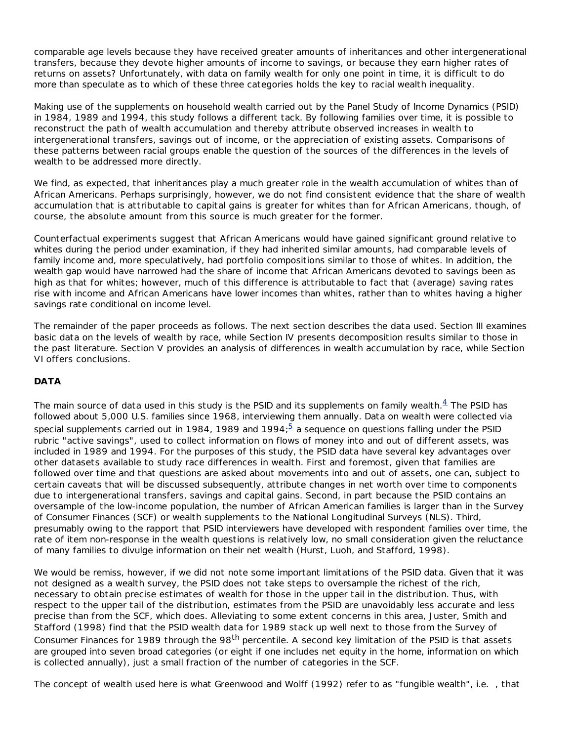comparable age levels because they have received greater amounts of inheritances and other intergenerational transfers, because they devote higher amounts of income to savings, or because they earn higher rates of returns on assets? Unfortunately, with data on family wealth for only one point in time, it is difficult to do more than speculate as to which of these three categories holds the key to racial wealth inequality.

Making use of the supplements on household wealth carried out by the Panel Study of Income Dynamics (PSID) in 1984, 1989 and 1994, this study follows a different tack. By following families over time, it is possible to reconstruct the path of wealth accumulation and thereby attribute observed increases in wealth to intergenerational transfers, savings out of income, or the appreciation of existing assets. Comparisons of these patterns between racial groups enable the question of the sources of the differences in the levels of wealth to be addressed more directly.

We find, as expected, that inheritances play a much greater role in the wealth accumulation of whites than of African Americans. Perhaps surprisingly, however, we do not find consistent evidence that the share of wealth accumulation that is attributable to capital gains is greater for whites than for African Americans, though, of course, the absolute amount from this source is much greater for the former.

Counterfactual experiments suggest that African Americans would have gained significant ground relative to whites during the period under examination, if they had inherited similar amounts, had comparable levels of family income and, more speculatively, had portfolio compositions similar to those of whites. In addition, the wealth gap would have narrowed had the share of income that African Americans devoted to savings been as high as that for whites; however, much of this difference is attributable to fact that (average) saving rates rise with income and African Americans have lower incomes than whites, rather than to whites having a higher savings rate conditional on income level.

The remainder of the paper proceeds as follows. The next section describes the data used. Section III examines basic data on the levels of wealth by race, while Section IV presents decomposition results similar to those in the past literature. Section V provides an analysis of differences in wealth accumulation by race, while Section VI offers conclusions.

## DATA

The main source of data used in this study is the PSID and its supplements on family wealth.[4] The PSID has followed about 5,000 U.S. families since 1968, interviewing them annually. Data on wealth were collected via special supplements carried out in 1984, 1989 and 1994;[5] a sequence on questions falling under the PSID rubric "active savings", used to collect information on flows of money into and out of different assets, was included in 1989 and 1994. For the purposes of this study, the PSID data have several key advantages over other datasets available to study race differences in wealth. First and foremost, given that families are followed over time and that questions are asked about movements into and out of assets, one can, subject to certain caveats that will be discussed subsequently, attribute changes in net worth over time to components due to intergenerational transfers, savings and capital gains. Second, in part because the PSID contains an oversample of the low-income population, the number of African American families is larger than in the Survey of Consumer Finances (SCF) or wealth supplements to the National Longitudinal Surveys (NLS). Third, presumably owing to the rapport that PSID interviewers have developed with respondent families over time, the rate of item non-response in the wealth questions is relatively low, no small consideration given the reluctance of many families to divulge information on their net wealth (Hurst, Luoh, and Stafford, 1998).

We would be remiss, however, if we did not note some important limitations of the PSID data. Given that it was not designed as a wealth survey, the PSID does not take steps to oversample the richest of the rich, necessary to obtain precise estimates of wealth for those in the upper tail in the distribution. Thus, with respect to the upper tail of the distribution, estimates from the PSID are unavoidably less accurate and less precise than from the SCF, which does. Alleviating to some extent concerns in this area, Juster, Smith and Stafford (1998) find that the PSID wealth data for 1989 stack up well next to those from the Survey of Consumer Finances for 1989 through the 98th percentile. A second key limitation of the PSID is that assets are grouped into seven broad categories (or eight if one includes net equity in the home, information on which is collected annually), just a small fraction of the number of categories in the SCF.

The concept of wealth used here is what Greenwood and Wolff (1992) refer to as "fungible wealth", i.e. , that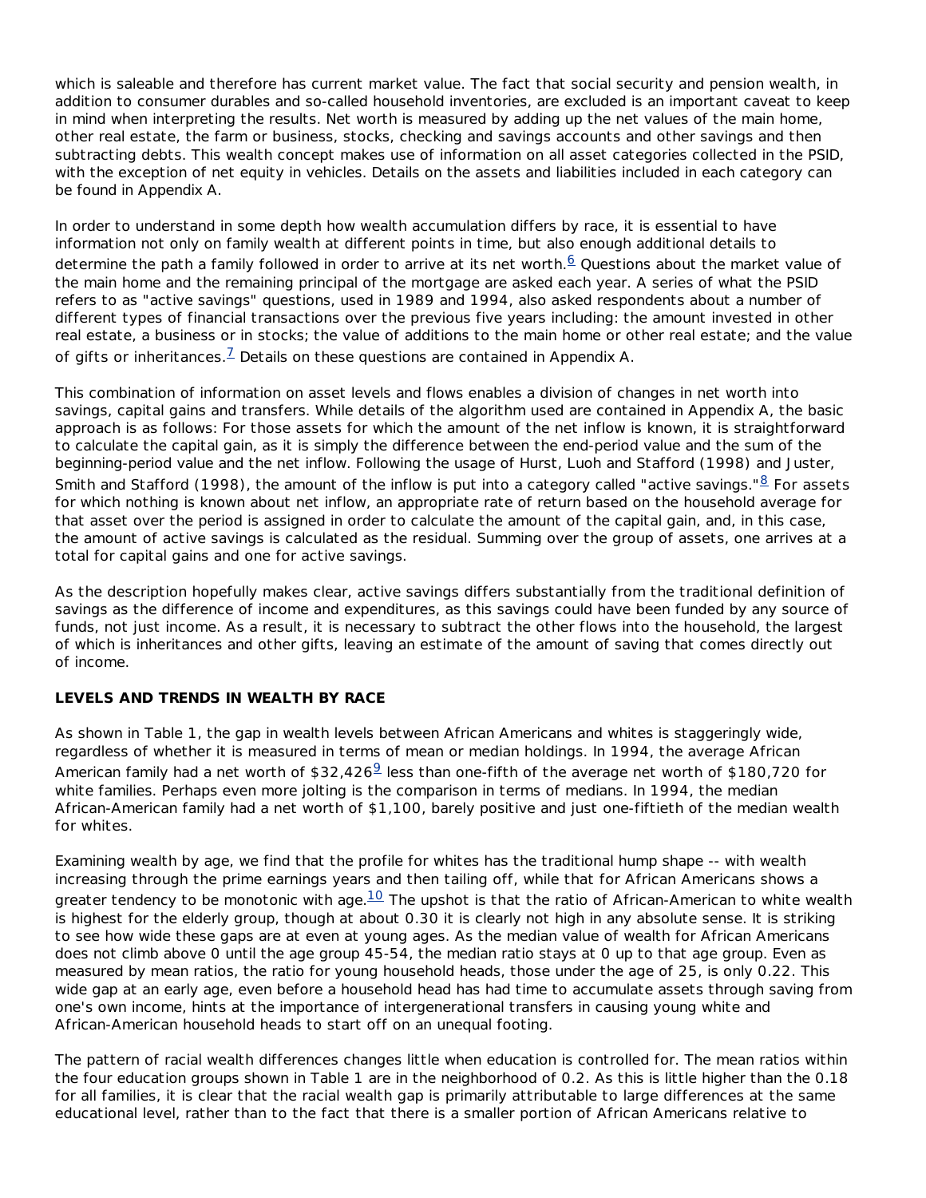which is saleable and therefore has current market value. The fact that social security and pension wealth, in addition to consumer durables and so-called household inventories, are excluded is an important caveat to keep in mind when interpreting the results. Net worth is measured by adding up the net values of the main home, other real estate, the farm or business, stocks, checking and savings accounts and other savings and then subtracting debts. This wealth concept makes use of information on all asset categories collected in the PSID, with the exception of net equity in vehicles. Details on the assets and liabilities included in each category can be found in Appendix A.

In order to understand in some depth how wealth accumulation differs by race, it is essential to have information not only on family wealth at different points in time, but also enough additional details to determine the path a family followed in order to arrive at its net worth.[6] Questions about the market value of the main home and the remaining principal of the mortgage are asked each year. A series of what the PSID refers to as "active savings" questions, used in 1989 and 1994, also asked respondents about a number of different types of financial transactions over the previous five years including: the amount invested in other real estate, a business or in stocks; the value of additions to the main home or other real estate; and the value of gifts or inheritances.[7] Details on these questions are contained in Appendix A.

This combination of information on asset levels and flows enables a division of changes in net worth into savings, capital gains and transfers. While details of the algorithm used are contained in Appendix A, the basic approach is as follows: For those assets for which the amount of the net inflow is known, it is straightforward to calculate the capital gain, as it is simply the difference between the end-period value and the sum of the beginning-period value and the net inflow. Following the usage of Hurst, Luoh and Stafford (1998) and Juster, Smith and Stafford (1998), the amount of the inflow is put into a category called "active savings."[8] For assets for which nothing is known about net inflow, an appropriate rate of return based on the household average for that asset over the period is assigned in order to calculate the amount of the capital gain, and, in this case, the amount of active savings is calculated as the residual. Summing over the group of assets, one arrives at a total for capital gains and one for active savings.

As the description hopefully makes clear, active savings differs substantially from the traditional definition of savings as the difference of income and expenditures, as this savings could have been funded by any source of funds, not just income. As a result, it is necessary to subtract the other flows into the household, the largest of which is inheritances and other gifts, leaving an estimate of the amount of saving that comes directly out of income.

**LEVELS AND TRENDS IN WEALTH BY RACE**

As shown in Table 1, the gap in wealth levels between African Americans and whites is staggeringly wide, regardless of whether it is measured in terms of mean or median holdings. In 1994, the average African American family had a net worth of $32,426[9] less than one-fifth of the average net worth of $180,720 for white families. Perhaps even more jolting is the comparison in terms of medians. In 1994, the median African-American family had a net worth of $1,100, barely positive and just one-fiftieth of the median wealth for whites.

Examining wealth by age, we find that the profile for whites has the traditional hump shape -- with wealth increasing through the prime earnings years and then tailing off, while that for African Americans shows a greater tendency to be monotonic with age.[10] The upshot is that the ratio of African-American to white wealth is highest for the elderly group, though at about 0.30 it is clearly not high in any absolute sense. It is striking to see how wide these gaps are at even at young ages. As the median value of wealth for African Americans does not climb above 0 until the age group 45-54, the median ratio stays at 0 up to that age group. Even as measured by mean ratios, the ratio for young household heads, those under the age of 25, is only 0.22. This wide gap at an early age, even before a household head has had time to accumulate assets through saving from one's own income, hints at the importance of intergenerational transfers in causing young white and African-American household heads to start off on an unequal footing.

The pattern of racial wealth differences changes little when education is controlled for. The mean ratios within the four education groups shown in Table 1 are in the neighborhood of 0.2. As this is little higher than the 0.18 for all families, it is clear that the racial wealth gap is primarily attributable to large differences at the same educational level, rather than to the fact that there is a smaller portion of African Americans relative to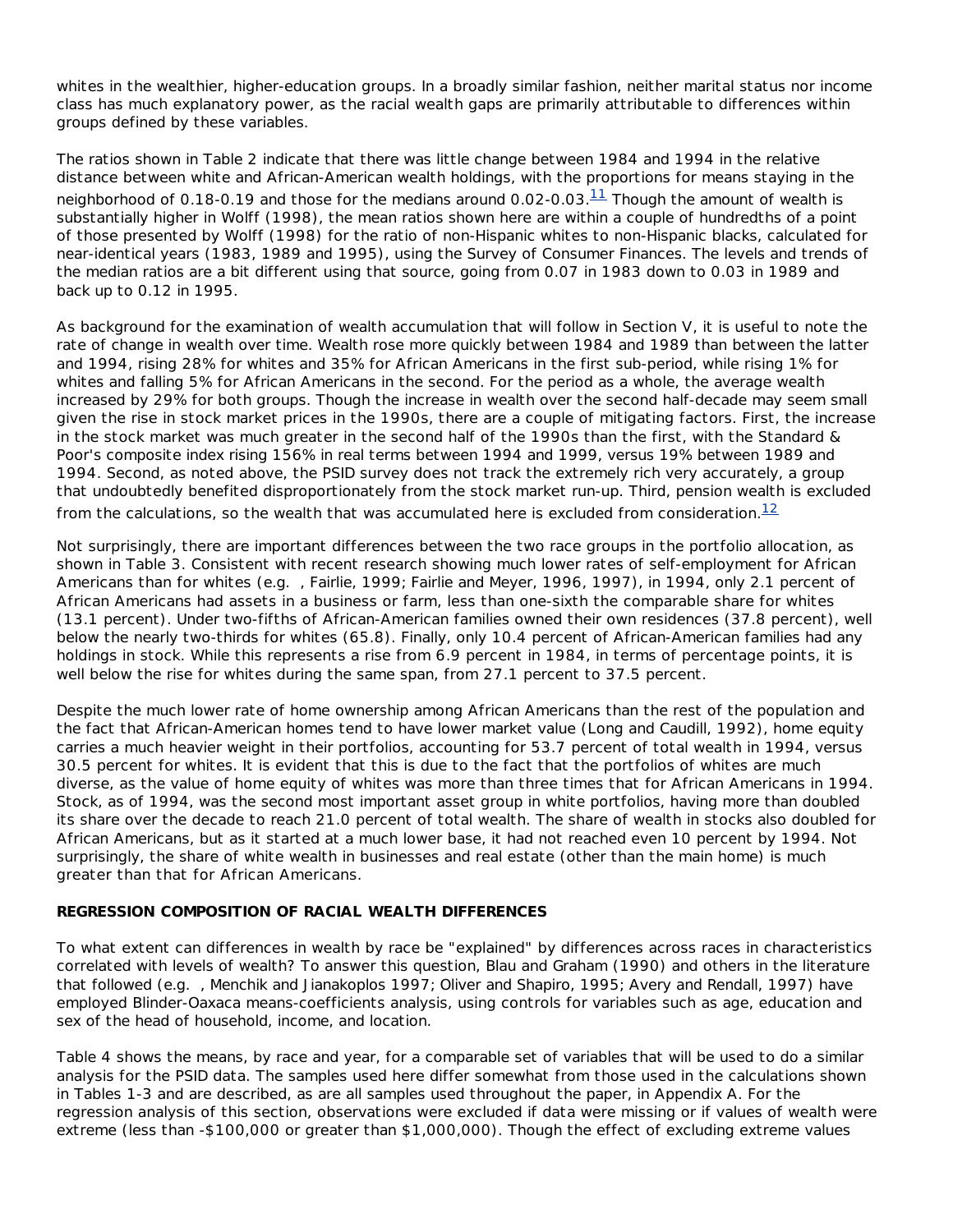whites in the wealthier, higher-education groups. In a broadly similar fashion, neither marital status nor income class has much explanatory power, as the racial wealth gaps are primarily attributable to differences within groups defined by these variables.

The ratios shown in Table 2 indicate that there was little change between 1984 and 1994 in the relative distance between white and African-American wealth holdings, with the proportions for means staying in the neighborhood of 0.18-0.19 and those for the medians around 0.02-0.03.[11] Though the amount of wealth is substantially higher in Wolff (1998), the mean ratios shown here are within a couple of hundredths of a point of those presented by Wolff (1998) for the ratio of non-Hispanic whites to non-Hispanic blacks, calculated for near-identical years (1983, 1989 and 1995), using the Survey of Consumer Finances. The levels and trends of the median ratios are a bit different using that source, going from 0.07 in 1983 down to 0.03 in 1989 and back up to 0.12 in 1995.

As background for the examination of wealth accumulation that will follow in Section V, it is useful to note the rate of change in wealth over time. Wealth rose more quickly between 1984 and 1989 than between the latter and 1994, rising 28% for whites and 35% for African Americans in the first sub-period, while rising 1% for whites and falling 5% for African Americans in the second. For the period as a whole, the average wealth increased by 29% for both groups. Though the increase in wealth over the second half-decade may seem small given the rise in stock market prices in the 1990s, there are a couple of mitigating factors. First, the increase in the stock market was much greater in the second half of the 1990s than the first, with the Standard & Poor's composite index rising 156% in real terms between 1994 and 1999, versus 19% between 1989 and 1994. Second, as noted above, the PSID survey does not track the extremely rich very accurately, a group that undoubtedly benefited disproportionately from the stock market run-up. Third, pension wealth is excluded from the calculations, so the wealth that was accumulated here is excluded from consideration.[12]

Not surprisingly, there are important differences between the two race groups in the portfolio allocation, as shown in Table 3. Consistent with recent research showing much lower rates of self-employment for African Americans than for whites (e.g. , Fairlie, 1999; Fairlie and Meyer, 1996, 1997), in 1994, only 2.1 percent of African Americans had assets in a business or farm, less than one-sixth the comparable share for whites (13.1 percent). Under two-fifths of African-American families owned their own residences (37.8 percent), well below the nearly two-thirds for whites (65.8). Finally, only 10.4 percent of African-American families had any holdings in stock. While this represents a rise from 6.9 percent in 1984, in terms of percentage points, it is well below the rise for whites during the same span, from 27.1 percent to 37.5 percent.

Despite the much lower rate of home ownership among African Americans than the rest of the population and the fact that African-American homes tend to have lower market value (Long and Caudill, 1992), home equity carries a much heavier weight in their portfolios, accounting for 53.7 percent of total wealth in 1994, versus 30.5 percent for whites. It is evident that this is due to the fact that the portfolios of whites are much diverse, as the value of home equity of whites was more than three times that for African Americans in 1994. Stock, as of 1994, was the second most important asset group in white portfolios, having more than doubled its share over the decade to reach 21.0 percent of total wealth. The share of wealth in stocks also doubled for African Americans, but as it started at a much lower base, it had not reached even 10 percent by 1994. Not surprisingly, the share of white wealth in businesses and real estate (other than the main home) is much greater than that for African Americans.

**REGRESSION COMPOSITION OF RACIAL WEALTH DIFFERENCES**

To what extent can differences in wealth by race be "explained" by differences across races in characteristics correlated with levels of wealth? To answer this question, Blau and Graham (1990) and others in the literature that followed (e.g. , Menchik and Jianakoplos 1997; Oliver and Shapiro, 1995; Avery and Rendall, 1997) have employed Blinder-Oaxaca means-coefficients analysis, using controls for variables such as age, education and sex of the head of household, income, and location.

Table 4 shows the means, by race and year, for a comparable set of variables that will be used to do a similar analysis for the PSID data. The samples used here differ somewhat from those used in the calculations shown in Tables 1-3 and are described, as are all samples used throughout the paper, in Appendix A. For the regression analysis of this section, observations were excluded if data were missing or if values of wealth were extreme (less than -$100,000 or greater than $1,000,000). Though the effect of excluding extreme values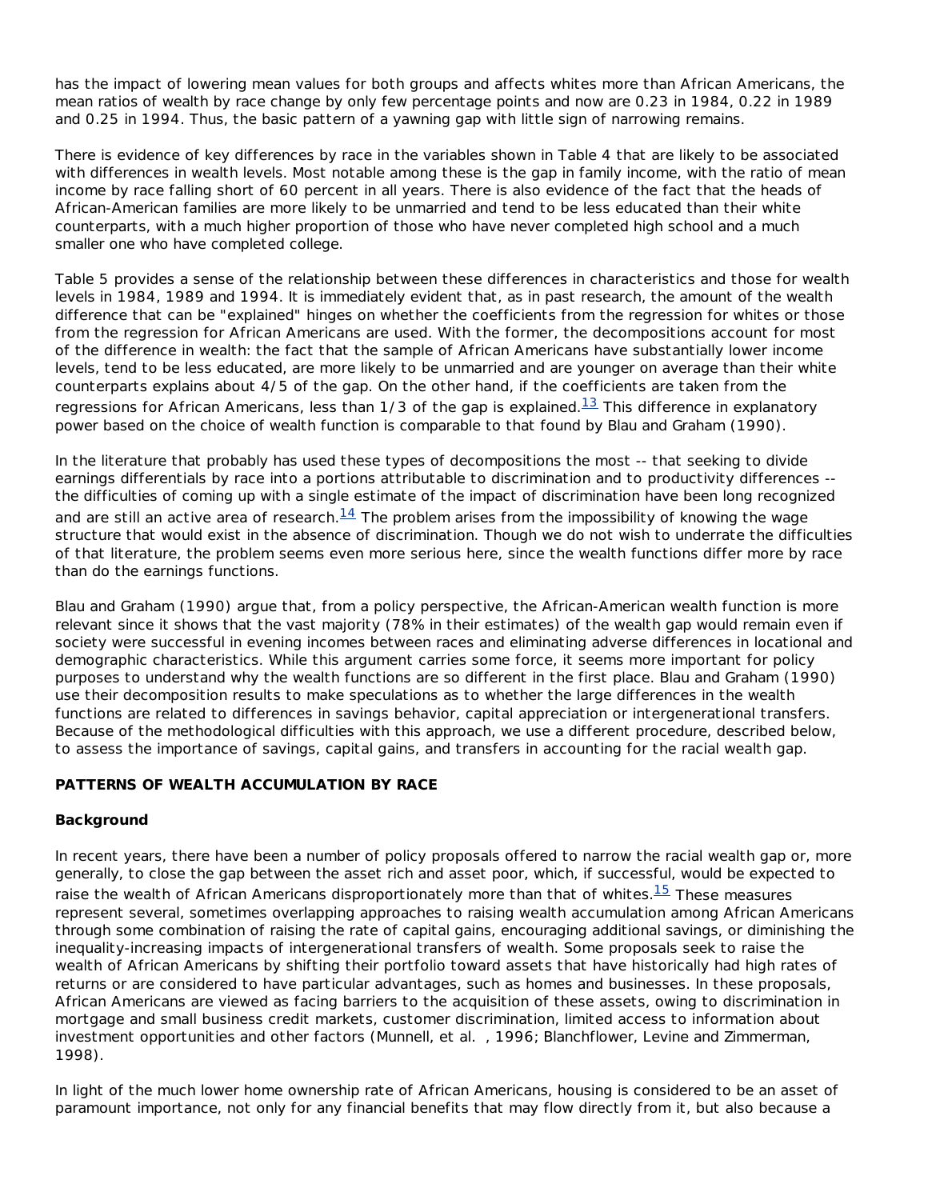has the impact of lowering mean values for both groups and affects whites more than African Americans, the mean ratios of wealth by race change by only few percentage points and now are 0.23 in 1984, 0.22 in 1989 and 0.25 in 1994. Thus, the basic pattern of a yawning gap with little sign of narrowing remains.

There is evidence of key differences by race in the variables shown in Table 4 that are likely to be associated with differences in wealth levels. Most notable among these is the gap in family income, with the ratio of mean income by race falling short of 60 percent in all years. There is also evidence of the fact that the heads of African-American families are more likely to be unmarried and tend to be less educated than their white counterparts, with a much higher proportion of those who have never completed high school and a much smaller one who have completed college.

Table 5 provides a sense of the relationship between these differences in characteristics and those for wealth levels in 1984, 1989 and 1994. It is immediately evident that, as in past research, the amount of the wealth difference that can be "explained" hinges on whether the coefficients from the regression for whites or those from the regression for African Americans are used. With the former, the decompositions account for most of the difference in wealth: the fact that the sample of African Americans have substantially lower income levels, tend to be less educated, are more likely to be unmarried and are younger on average than their white counterparts explains about 4/5 of the gap. On the other hand, if the coefficients are taken from the regressions for African Americans, less than 1/3 of the gap is explained.[13] This difference in explanatory power based on the choice of wealth function is comparable to that found by Blau and Graham (1990).

In the literature that probably has used these types of decompositions the most -- that seeking to divide earnings differentials by race into a portions attributable to discrimination and to productivity differences -- the difficulties of coming up with a single estimate of the impact of discrimination have been long recognized and are still an active area of research.[14] The problem arises from the impossibility of knowing the wage structure that would exist in the absence of discrimination. Though we do not wish to underrate the difficulties of that literature, the problem seems even more serious here, since the wealth functions differ more by race than do the earnings functions.

Blau and Graham (1990) argue that, from a policy perspective, the African-American wealth function is more relevant since it shows that the vast majority (78% in their estimates) of the wealth gap would remain even if society were successful in evening incomes between races and eliminating adverse differences in locational and demographic characteristics. While this argument carries some force, it seems more important for policy purposes to understand why the wealth functions are so different in the first place. Blau and Graham (1990) use their decomposition results to make speculations as to whether the large differences in the wealth functions are related to differences in savings behavior, capital appreciation or intergenerational transfers. Because of the methodological difficulties with this approach, we use a different procedure, described below, to assess the importance of savings, capital gains, and transfers in accounting for the racial wealth gap.

## PATTERNS OF WEALTH ACCUMULATION BY RACE

### Background

In recent years, there have been a number of policy proposals offered to narrow the racial wealth gap or, more generally, to close the gap between the asset rich and asset poor, which, if successful, would be expected to raise the wealth of African Americans disproportionately more than that of whites.[15] These measures represent several, sometimes overlapping approaches to raising wealth accumulation among African Americans through some combination of raising the rate of capital gains, encouraging additional savings, or diminishing the inequality-increasing impacts of intergenerational transfers of wealth. Some proposals seek to raise the wealth of African Americans by shifting their portfolio toward assets that have historically had high rates of returns or are considered to have particular advantages, such as homes and businesses. In these proposals, African Americans are viewed as facing barriers to the acquisition of these assets, owing to discrimination in mortgage and small business credit markets, customer discrimination, limited access to information about investment opportunities and other factors (Munnell, et al. , 1996; Blanchflower, Levine and Zimmerman, 1998).

In light of the much lower home ownership rate of African Americans, housing is considered to be an asset of paramount importance, not only for any financial benefits that may flow directly from it, but also because a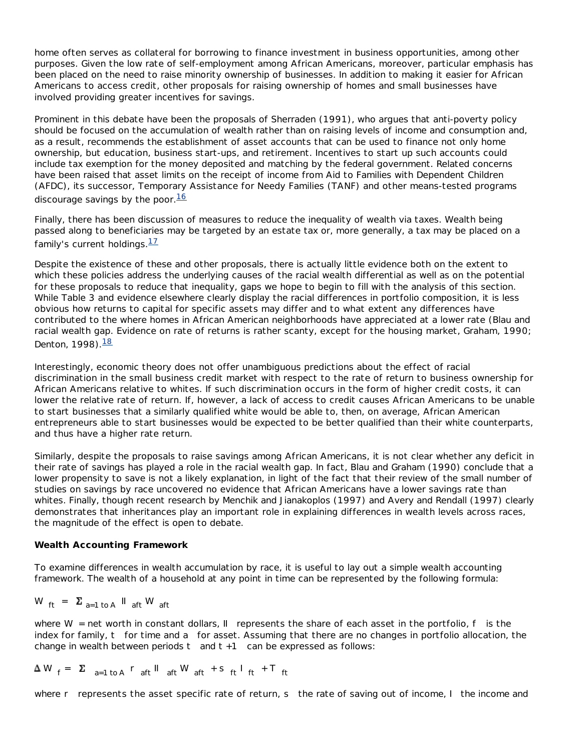home often serves as collateral for borrowing to finance investment in business opportunities, among other purposes. Given the low rate of self-employment among African Americans, moreover, particular emphasis has been placed on the need to raise minority ownership of businesses. In addition to making it easier for African Americans to access credit, other proposals for raising ownership of homes and small businesses have involved providing greater incentives for savings.

Prominent in this debate have been the proposals of Sherraden (1991), who argues that anti-poverty policy should be focused on the accumulation of wealth rather than on raising levels of income and consumption and, as a result, recommends the establishment of asset accounts that can be used to finance not only home ownership, but education, business start-ups, and retirement. Incentives to start up such accounts could include tax exemption for the money deposited and matching by the federal government. Related concerns have been raised that asset limits on the receipt of income from Aid to Families with Dependent Children (AFDC), its successor, Temporary Assistance for Needy Families (TANF) and other means-tested programs discourage savings by the poor.[16]

Finally, there has been discussion of measures to reduce the inequality of wealth via taxes. Wealth being passed along to beneficiaries may be targeted by an estate tax or, more generally, a tax may be placed on a family's current holdings.[17]

Despite the existence of these and other proposals, there is actually little evidence both on the extent to which these policies address the underlying causes of the racial wealth differential as well as on the potential for these proposals to reduce that inequality, gaps we hope to begin to fill with the analysis of this section. While Table 3 and evidence elsewhere clearly display the racial differences in portfolio composition, it is less obvious how returns to capital for specific assets may differ and to what extent any differences have contributed to the where homes in African American neighborhoods have appreciated at a lower rate (Blau and racial wealth gap. Evidence on rate of returns is rather scanty, except for the housing market, Graham, 1990; Denton, 1998).[18]

Interestingly, economic theory does not offer unambiguous predictions about the effect of racial discrimination in the small business credit market with respect to the rate of return to business ownership for African Americans relative to whites. If such discrimination occurs in the form of higher credit costs, it can lower the relative rate of return. If, however, a lack of access to credit causes African Americans to be unable to start businesses that a similarly qualified white would be able to, then, on average, African American entrepreneurs able to start businesses would be expected to be better qualified than their white counterparts, and thus have a higher rate return.

Similarly, despite the proposals to raise savings among African Americans, it is not clear whether any deficit in their rate of savings has played a role in the racial wealth gap. In fact, Blau and Graham (1990) conclude that a lower propensity to save is not a likely explanation, in light of the fact that their review of the small number of studies on savings by race uncovered no evidence that African Americans have a lower savings rate than whites. Finally, though recent research by Menchik and Jianakoplos (1997) and Avery and Rendall (1997) clearly demonstrates that inheritances play an important role in explaining differences in wealth levels across races, the magnitude of the effect is open to debate.

**Wealth Accounting Framework**

To examine differences in wealth accumulation by race, it is useful to lay out a simple wealth accounting framework. The wealth of a household at any point in time can be represented by the following formula:

$$W_{ft} = \Sigma_{a=1 \text{ to } A} \Pi_{aft} W_{aft}$$

where $W$ = net worth in constant dollars, $\Pi$ represents the share of each asset in the portfolio, $f$ is the index for family, $t$ for time and $a$ for asset. Assuming that there are no changes in portfolio allocation, the change in wealth between periods $t$ and $t+1$ can be expressed as follows:

$$\Delta W_{f} = \Sigma_{a=1 \text{ to } A} r_{aft} \Pi_{aft} W_{aft} + s_{ft} I_{ft} + T_{ft}$$

where $r$ represents the asset specific rate of return, $s$ the rate of saving out of income, $I$ the income and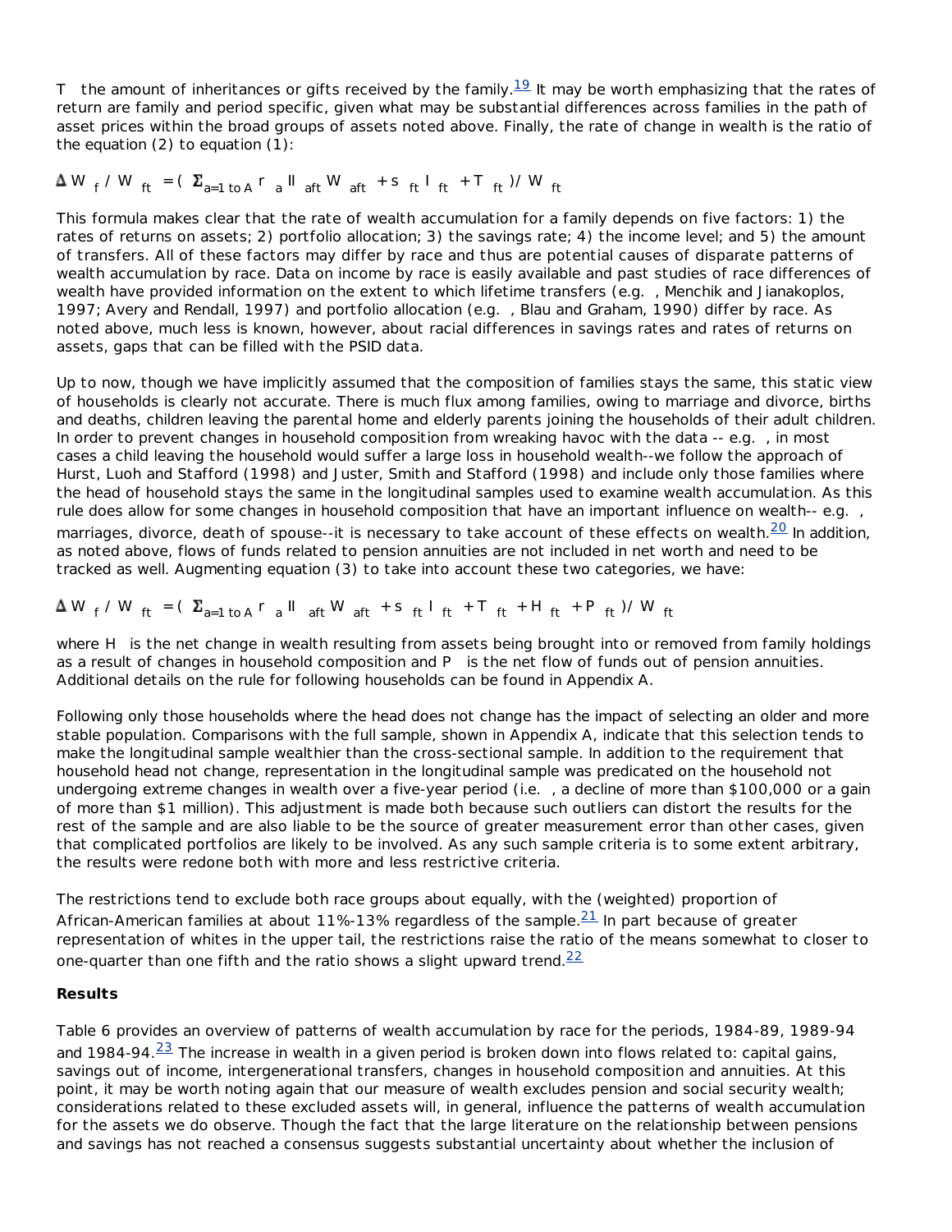$T$ the amount of inheritances or gifts received by the family.[19] It may be worth emphasizing that the rates of return are family and period specific, given what may be substantial differences across families in the path of asset prices within the broad groups of assets noted above. Finally, the rate of change in wealth is the ratio of the equation (2) to equation (1):

$$\Delta W_f / W_{ft} = ( \Sigma_{a=1 \text{ to } A} r_a \Pi_{aft} W_{aft} + s_{ft} I_{ft} + T_{ft} ) / W_{ft}$$

This formula makes clear that the rate of wealth accumulation for a family depends on five factors: 1) the rates of returns on assets; 2) portfolio allocation; 3) the savings rate; 4) the income level; and 5) the amount of transfers. All of these factors may differ by race and thus are potential causes of disparate patterns of wealth accumulation by race. Data on income by race is easily available and past studies of race differences of wealth have provided information on the extent to which lifetime transfers (e.g. , Menchik and Jianakoplos, 1997; Avery and Rendall, 1997) and portfolio allocation (e.g. , Blau and Graham, 1990) differ by race. As noted above, much less is known, however, about racial differences in savings rates and rates of returns on assets, gaps that can be filled with the PSID data.

Up to now, though we have implicitly assumed that the composition of families stays the same, this static view of households is clearly not accurate. There is much flux among families, owing to marriage and divorce, births and deaths, children leaving the parental home and elderly parents joining the households of their adult children. In order to prevent changes in household composition from wreaking havoc with the data -- e.g. , in most cases a child leaving the household would suffer a large loss in household wealth--we follow the approach of Hurst, Luoh and Stafford (1998) and Juster, Smith and Stafford (1998) and include only those families where the head of household stays the same in the longitudinal samples used to examine wealth accumulation. As this rule does allow for some changes in household composition that have an important influence on wealth-- e.g. , marriages, divorce, death of spouse--it is necessary to take account of these effects on wealth.[20] In addition, as noted above, flows of funds related to pension annuities are not included in net worth and need to be tracked as well. Augmenting equation (3) to take into account these two categories, we have:

$$\Delta W_f / W_{ft} = ( \Sigma_{a=1 \text{ to } A} r_a \Pi_{aft} W_{aft} + s_{ft} I_{ft} + T_{ft} + H_{ft} + P_{ft} ) / W_{ft}$$

where $H$ is the net change in wealth resulting from assets being brought into or removed from family holdings as a result of changes in household composition and $P$ is the net flow of funds out of pension annuities. Additional details on the rule for following households can be found in Appendix A.

Following only those households where the head does not change has the impact of selecting an older and more stable population. Comparisons with the full sample, shown in Appendix A, indicate that this selection tends to make the longitudinal sample wealthier than the cross-sectional sample. In addition to the requirement that household head not change, representation in the longitudinal sample was predicated on the household not undergoing extreme changes in wealth over a five-year period (i.e. , a decline of more than $100,000 or a gain of more than $1 million). This adjustment is made both because such outliers can distort the results for the rest of the sample and are also liable to be the source of greater measurement error than other cases, given that complicated portfolios are likely to be involved. As any such sample criteria is to some extent arbitrary, the results were redone both with more and less restrictive criteria.

The restrictions tend to exclude both race groups about equally, with the (weighted) proportion of African-American families at about 11%-13% regardless of the sample.[21] In part because of greater representation of whites in the upper tail, the restrictions raise the ratio of the means somewhat to closer to one-quarter than one fifth and the ratio shows a slight upward trend.[22]

**Results**

Table 6 provides an overview of patterns of wealth accumulation by race for the periods, 1984-89, 1989-94 and 1984-94.[23] The increase in wealth in a given period is broken down into flows related to: capital gains, savings out of income, intergenerational transfers, changes in household composition and annuities. At this point, it may be worth noting again that our measure of wealth excludes pension and social security wealth; considerations related to these excluded assets will, in general, influence the patterns of wealth accumulation for the assets we do observe. Though the fact that the large literature on the relationship between pensions and savings has not reached a consensus suggests substantial uncertainty about whether the inclusion of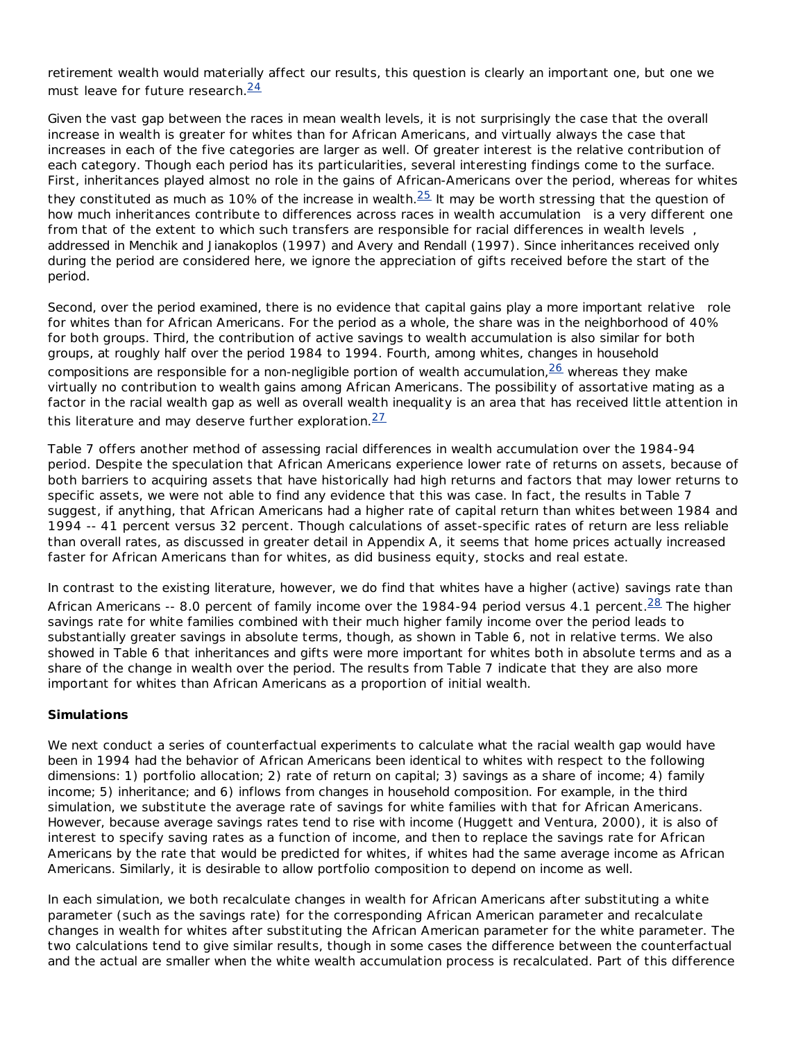retirement wealth would materially affect our results, this question is clearly an important one, but one we must leave for future research.[24]

Given the vast gap between the races in mean wealth levels, it is not surprisingly the case that the overall increase in wealth is greater for whites than for African Americans, and virtually always the case that increases in each of the five categories are larger as well. Of greater interest is the relative contribution of each category. Though each period has its particularities, several interesting findings come to the surface. First, inheritances played almost no role in the gains of African-Americans over the period, whereas for whites they constituted as much as 10% of the increase in wealth.[25] It may be worth stressing that the question of how much inheritances contribute to differences across races in wealth accumulation is a very different one from that of the extent to which such transfers are responsible for racial differences in wealth levels, addressed in Menchik and Jianakoplos (1997) and Avery and Rendall (1997). Since inheritances received only during the period are considered here, we ignore the appreciation of gifts received before the start of the period.

Second, over the period examined, there is no evidence that capital gains play a more important relative role for whites than for African Americans. For the period as a whole, the share was in the neighborhood of 40% for both groups. Third, the contribution of active savings to wealth accumulation is also similar for both groups, at roughly half over the period 1984 to 1994. Fourth, among whites, changes in household compositions are responsible for a non-negligible portion of wealth accumulation,[26] whereas they make virtually no contribution to wealth gains among African Americans. The possibility of assortative mating as a factor in the racial wealth gap as well as overall wealth inequality is an area that has received little attention in this literature and may deserve further exploration.[27]

Table 7 offers another method of assessing racial differences in wealth accumulation over the 1984-94 period. Despite the speculation that African Americans experience lower rate of returns on assets, because of both barriers to acquiring assets that have historically had high returns and factors that may lower returns to specific assets, we were not able to find any evidence that this was case. In fact, the results in Table 7 suggest, if anything, that African Americans had a higher rate of capital return than whites between 1984 and 1994 -- 41 percent versus 32 percent. Though calculations of asset-specific rates of return are less reliable than overall rates, as discussed in greater detail in Appendix A, it seems that home prices actually increased faster for African Americans than for whites, as did business equity, stocks and real estate.

In contrast to the existing literature, however, we do find that whites have a higher (active) savings rate than African Americans -- 8.0 percent of family income over the 1984-94 period versus 4.1 percent.[28] The higher savings rate for white families combined with their much higher family income over the period leads to substantially greater savings in absolute terms, though, as shown in Table 6, not in relative terms. We also showed in Table 6 that inheritances and gifts were more important for whites both in absolute terms and as a share of the change in wealth over the period. The results from Table 7 indicate that they are also more important for whites than African Americans as a proportion of initial wealth.

**Simulations**

We next conduct a series of counterfactual experiments to calculate what the racial wealth gap would have been in 1994 had the behavior of African Americans been identical to whites with respect to the following dimensions: 1) portfolio allocation; 2) rate of return on capital; 3) savings as a share of income; 4) family income; 5) inheritance; and 6) inflows from changes in household composition. For example, in the third simulation, we substitute the average rate of savings for white families with that for African Americans. However, because average savings rates tend to rise with income (Huggett and Ventura, 2000), it is also of interest to specify saving rates as a function of income, and then to replace the savings rate for African Americans by the rate that would be predicted for whites, if whites had the same average income as African Americans. Similarly, it is desirable to allow portfolio composition to depend on income as well.

In each simulation, we both recalculate changes in wealth for African Americans after substituting a white parameter (such as the savings rate) for the corresponding African American parameter and recalculate changes in wealth for whites after substituting the African American parameter for the white parameter. The two calculations tend to give similar results, though in some cases the difference between the counterfactual and the actual are smaller when the white wealth accumulation process is recalculated. Part of this difference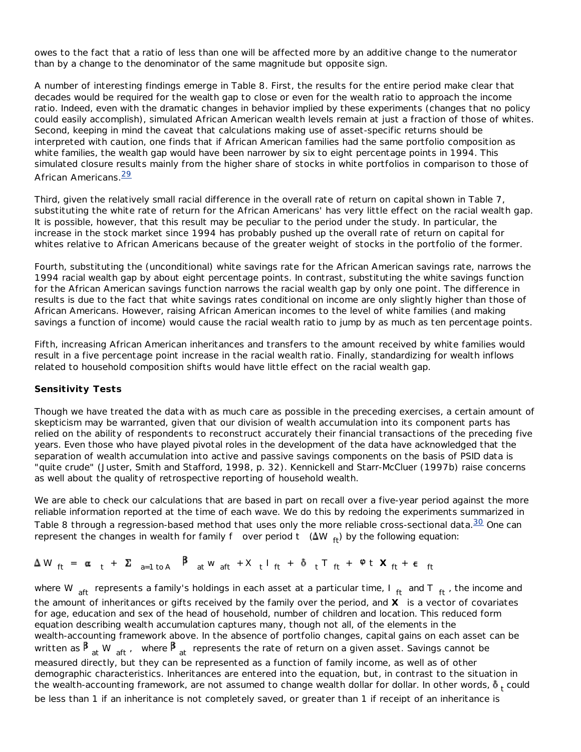owes to the fact that a ratio of less than one will be affected more by an additive change to the numerator than by a change to the denominator of the same magnitude but opposite sign.

A number of interesting findings emerge in Table 8. First, the results for the entire period make clear that decades would be required for the wealth gap to close or even for the wealth ratio to approach the income ratio. Indeed, even with the dramatic changes in behavior implied by these experiments (changes that no policy could easily accomplish), simulated African American wealth levels remain at just a fraction of those of whites. Second, keeping in mind the caveat that calculations making use of asset-specific returns should be interpreted with caution, one finds that if African American families had the same portfolio composition as white families, the wealth gap would have been narrower by six to eight percentage points in 1994. This simulated closure results mainly from the higher share of stocks in white portfolios in comparison to those of African Americans.[29]

Third, given the relatively small racial difference in the overall rate of return on capital shown in Table 7, substituting the white rate of return for the African Americans' has very little effect on the racial wealth gap. It is possible, however, that this result may be peculiar to the period under the study. In particular, the increase in the stock market since 1994 has probably pushed up the overall rate of return on capital for whites relative to African Americans because of the greater weight of stocks in the portfolio of the former.

Fourth, substituting the (unconditional) white savings rate for the African American savings rate, narrows the 1994 racial wealth gap by about eight percentage points. In contrast, substituting the white savings function for the African American savings function narrows the racial wealth gap by only one point. The difference in results is due to the fact that white savings rates conditional on income are only slightly higher than those of African Americans. However, raising African American incomes to the level of white families (and making savings a function of income) would cause the racial wealth ratio to jump by as much as ten percentage points.

Fifth, increasing African American inheritances and transfers to the amount received by white families would result in a five percentage point increase in the racial wealth ratio. Finally, standardizing for wealth inflows related to household composition shifts would have little effect on the racial wealth gap.

### Sensitivity Tests

Though we have treated the data with as much care as possible in the preceding exercises, a certain amount of skepticism may be warranted, given that our division of wealth accumulation into its component parts has relied on the ability of respondents to reconstruct accurately their financial transactions of the preceding five years. Even those who have played pivotal roles in the development of the data have acknowledged that the separation of wealth accumulation into active and passive savings components on the basis of PSID data is "quite crude" (Juster, Smith and Stafford, 1998, p. 32). Kennickell and Starr-McCluer (1997b) raise concerns as well about the quality of retrospective reporting of household wealth.

We are able to check our calculations that are based in part on recall over a five-year period against the more reliable information reported at the time of each wave. We do this by redoing the experiments summarized in Table 8 through a regression-based method that uses only the more reliable cross-sectional data.[30] One can represent the changes in wealth for family $f$ over period $t$ ($\Delta W_{ft}$) by the following equation:

$$\Delta W_{ft} = \alpha_t + \Sigma_{a=1 \text{ to } A} \beta_{at} W_{aft} + X_t I_{ft} + \delta_t T_{ft} + \phi t \mathbf{X}_{ft} + \epsilon_{ft}$$

where $W_{aft}$ represents a family's holdings in each asset at a particular time, $I_{ft}$ and $T_{ft}$, the income and the amount of inheritances or gifts received by the family over the period, and $\mathbf{X}$ is a vector of covariates for age, education and sex of the head of household, number of children and location. This reduced form equation describing wealth accumulation captures many, though not all, of the elements in the wealth-accounting framework above. In the absence of portfolio changes, capital gains on each asset can be written as $\beta_{at} W_{aft}$, where $\beta_{at}$ represents the rate of return on a given asset. Savings cannot be measured directly, but they can be represented as a function of family income, as well as of other demographic characteristics. Inheritances are entered into the equation, but, in contrast to the situation in the wealth-accounting framework, are not assumed to change wealth dollar for dollar. In other words, $\delta_t$ could be less than 1 if an inheritance is not completely saved, or greater than 1 if receipt of an inheritance is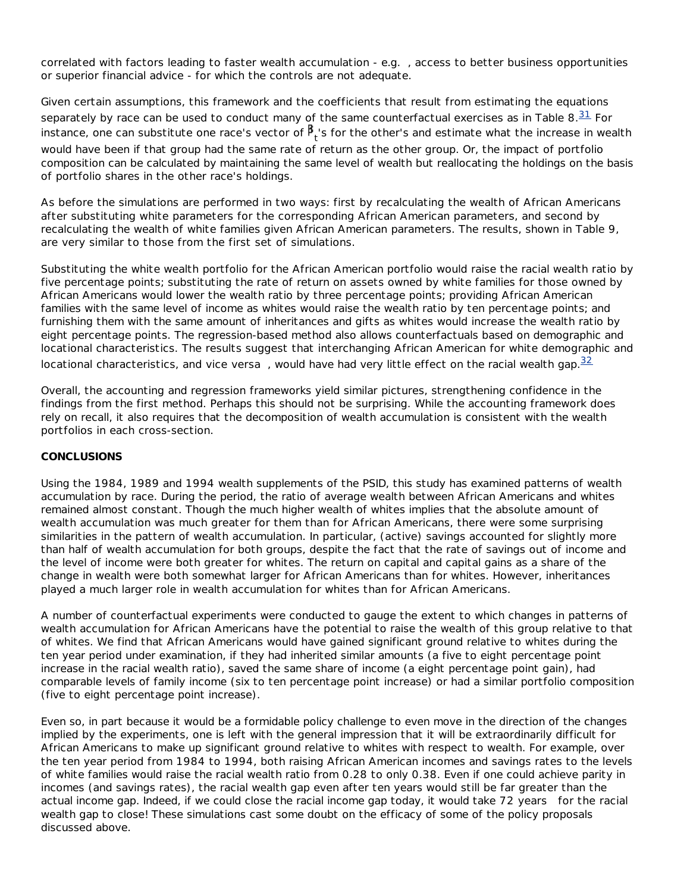correlated with factors leading to faster wealth accumulation - e.g. , access to better business opportunities or superior financial advice - for which the controls are not adequate.

Given certain assumptions, this framework and the coefficients that result from estimating the equations separately by race can be used to conduct many of the same counterfactual exercises as in Table 8.[31] For instance, one can substitute one race's vector of $\beta_t$'s for the other's and estimate what the increase in wealth would have been if that group had the same rate of return as the other group. Or, the impact of portfolio composition can be calculated by maintaining the same level of wealth but reallocating the holdings on the basis of portfolio shares in the other race's holdings.

As before the simulations are performed in two ways: first by recalculating the wealth of African Americans after substituting white parameters for the corresponding African American parameters, and second by recalculating the wealth of white families given African American parameters. The results, shown in Table 9, are very similar to those from the first set of simulations.

Substituting the white wealth portfolio for the African American portfolio would raise the racial wealth ratio by five percentage points; substituting the rate of return on assets owned by white families for those owned by African Americans would lower the wealth ratio by three percentage points; providing African American families with the same level of income as whites would raise the wealth ratio by ten percentage points; and furnishing them with the same amount of inheritances and gifts as whites would increase the wealth ratio by eight percentage points. The regression-based method also allows counterfactuals based on demographic and locational characteristics. The results suggest that interchanging African American for white demographic and locational characteristics, and vice versa , would have had very little effect on the racial wealth gap.[32]

Overall, the accounting and regression frameworks yield similar pictures, strengthening confidence in the findings from the first method. Perhaps this should not be surprising. While the accounting framework does rely on recall, it also requires that the decomposition of wealth accumulation is consistent with the wealth portfolios in each cross-section.

**CONCLUSIONS**

Using the 1984, 1989 and 1994 wealth supplements of the PSID, this study has examined patterns of wealth accumulation by race. During the period, the ratio of average wealth between African Americans and whites remained almost constant. Though the much higher wealth of whites implies that the absolute amount of wealth accumulation was much greater for them than for African Americans, there were some surprising similarities in the pattern of wealth accumulation. In particular, (active) savings accounted for slightly more than half of wealth accumulation for both groups, despite the fact that the rate of savings out of income and the level of income were both greater for whites. The return on capital and capital gains as a share of the change in wealth were both somewhat larger for African Americans than for whites. However, inheritances played a much larger role in wealth accumulation for whites than for African Americans.

A number of counterfactual experiments were conducted to gauge the extent to which changes in patterns of wealth accumulation for African Americans have the potential to raise the wealth of this group relative to that of whites. We find that African Americans would have gained significant ground relative to whites during the ten year period under examination, if they had inherited similar amounts (a five to eight percentage point increase in the racial wealth ratio), saved the same share of income (a eight percentage point gain), had comparable levels of family income (six to ten percentage point increase) or had a similar portfolio composition (five to eight percentage point increase).

Even so, in part because it would be a formidable policy challenge to even move in the direction of the changes implied by the experiments, one is left with the general impression that it will be extraordinarily difficult for African Americans to make up significant ground relative to whites with respect to wealth. For example, over the ten year period from 1984 to 1994, both raising African American incomes and savings rates to the levels of white families would raise the racial wealth ratio from 0.28 to only 0.38. Even if one could achieve parity in incomes (and savings rates), the racial wealth gap even after ten years would still be far greater than the actual income gap. Indeed, if we could close the racial income gap today, it would take 72 years for the racial wealth gap to close! These simulations cast some doubt on the efficacy of some of the policy proposals discussed above.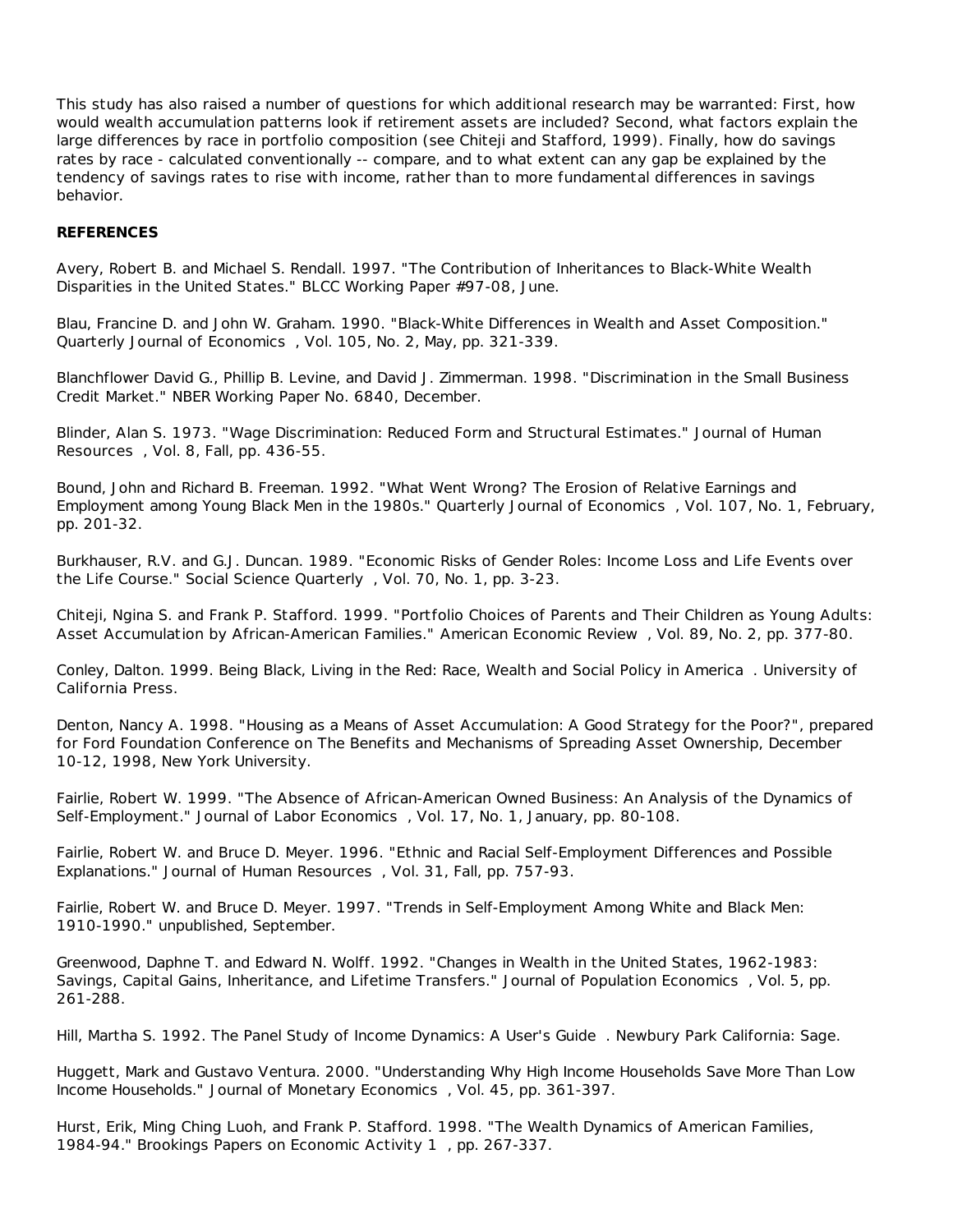This study has also raised a number of questions for which additional research may be warranted: First, how would wealth accumulation patterns look if retirement assets are included? Second, what factors explain the large differences by race in portfolio composition (see Chiteji and Stafford, 1999). Finally, how do savings rates by race - calculated conventionally -- compare, and to what extent can any gap be explained by the tendency of savings rates to rise with income, rather than to more fundamental differences in savings behavior.

**REFERENCES**

Avery, Robert B. and Michael S. Rendall. 1997. "The Contribution of Inheritances to Black-White Wealth Disparities in the United States." BLCC Working Paper #97-08, June.

Blau, Francine D. and John W. Graham. 1990. "Black-White Differences in Wealth and Asset Composition." *Quarterly Journal of Economics*, Vol. 105, No. 2, May, pp. 321-339.

Blanchflower David G., Phillip B. Levine, and David J. Zimmerman. 1998. "Discrimination in the Small Business Credit Market." NBER Working Paper No. 6840, December.

Blinder, Alan S. 1973. "Wage Discrimination: Reduced Form and Structural Estimates." *Journal of Human Resources*, Vol. 8, Fall, pp. 436-55.

Bound, John and Richard B. Freeman. 1992. "What Went Wrong? The Erosion of Relative Earnings and Employment among Young Black Men in the 1980s." *Quarterly Journal of Economics*, Vol. 107, No. 1, February, pp. 201-32.

Burkhauser, R.V. and G.J. Duncan. 1989. "Economic Risks of Gender Roles: Income Loss and Life Events over the Life Course." *Social Science Quarterly*, Vol. 70, No. 1, pp. 3-23.

Chiteji, Ngina S. and Frank P. Stafford. 1999. "Portfolio Choices of Parents and Their Children as Young Adults: Asset Accumulation by African-American Families." *American Economic Review*, Vol. 89, No. 2, pp. 377-80.

Conley, Dalton. 1999. *Being Black, Living in the Red: Race, Wealth and Social Policy in America*. University of California Press.

Denton, Nancy A. 1998. "Housing as a Means of Asset Accumulation: A Good Strategy for the Poor?", prepared for Ford Foundation Conference on The Benefits and Mechanisms of Spreading Asset Ownership, December 10-12, 1998, New York University.

Fairlie, Robert W. 1999. "The Absence of African-American Owned Business: An Analysis of the Dynamics of Self-Employment." *Journal of Labor Economics*, Vol. 17, No. 1, January, pp. 80-108.

Fairlie, Robert W. and Bruce D. Meyer. 1996. "Ethnic and Racial Self-Employment Differences and Possible Explanations." *Journal of Human Resources*, Vol. 31, Fall, pp. 757-93.

Fairlie, Robert W. and Bruce D. Meyer. 1997. "Trends in Self-Employment Among White and Black Men: 1910-1990." unpublished, September.

Greenwood, Daphne T. and Edward N. Wolff. 1992. "Changes in Wealth in the United States, 1962-1983: Savings, Capital Gains, Inheritance, and Lifetime Transfers." *Journal of Population Economics*, Vol. 5, pp. 261-288.

Hill, Martha S. 1992. *The Panel Study of Income Dynamics: A User's Guide*. Newbury Park California: Sage.

Huggett, Mark and Gustavo Ventura. 2000. "Understanding Why High Income Households Save More Than Low Income Households." *Journal of Monetary Economics*, Vol. 45, pp. 361-397.

Hurst, Erik, Ming Ching Luoh, and Frank P. Stafford. 1998. "The Wealth Dynamics of American Families, 1984-94." *Brookings Papers on Economic Activity 1*, pp. 267-337.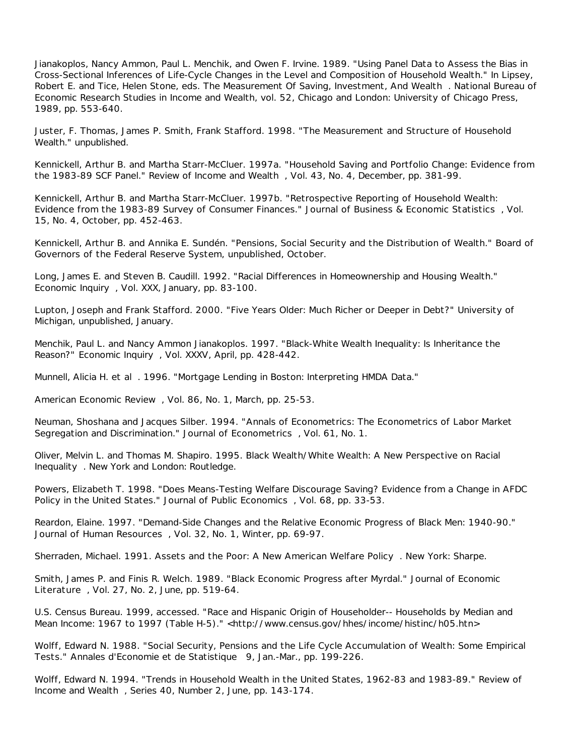Jianakoplos, Nancy Ammon, Paul L. Menchik, and Owen F. Irvine. 1989. "Using Panel Data to Assess the Bias in Cross-Sectional Inferences of Life-Cycle Changes in the Level and Composition of Household Wealth." In Lipsey, Robert E. and Tice, Helen Stone, eds. *The Measurement Of Saving, Investment, And Wealth*. National Bureau of Economic Research Studies in Income and Wealth, vol. 52, Chicago and London: University of Chicago Press, 1989, pp. 553-640.

Juster, F. Thomas, James P. Smith, Frank Stafford. 1998. "The Measurement and Structure of Household Wealth." unpublished.

Kennickell, Arthur B. and Martha Starr-McCluer. 1997a. "Household Saving and Portfolio Change: Evidence from the 1983-89 SCF Panel." *Review of Income and Wealth*, Vol. 43, No. 4, December, pp. 381-99.

Kennickell, Arthur B. and Martha Starr-McCluer. 1997b. "Retrospective Reporting of Household Wealth: Evidence from the 1983-89 Survey of Consumer Finances." *Journal of Business & Economic Statistics*, Vol. 15, No. 4, October, pp. 452-463.

Kennickell, Arthur B. and Annika E. Sundén. "Pensions, Social Security and the Distribution of Wealth." Board of Governors of the Federal Reserve System, unpublished, October.

Long, James E. and Steven B. Caudill. 1992. "Racial Differences in Homeownership and Housing Wealth." *Economic Inquiry*, Vol. XXX, January, pp. 83-100.

Lupton, Joseph and Frank Stafford. 2000. "Five Years Older: Much Richer or Deeper in Debt?" University of Michigan, unpublished, January.

Menchik, Paul L. and Nancy Ammon Jianakoplos. 1997. "Black-White Wealth Inequality: Is Inheritance the Reason?" *Economic Inquiry*, Vol. XXXV, April, pp. 428-442.

Munnell, Alicia H. *et al*. 1996. "Mortgage Lending in Boston: Interpreting HMDA Data."

*American Economic Review*, Vol. 86, No. 1, March, pp. 25-53.

Neuman, Shoshana and Jacques Silber. 1994. "Annals of Econometrics: The Econometrics of Labor Market Segregation and Discrimination." *Journal of Econometrics*, Vol. 61, No. 1.

Oliver, Melvin L. and Thomas M. Shapiro. 1995. *Black Wealth/White Wealth: A New Perspective on Racial Inequality*. New York and London: Routledge.

Powers, Elizabeth T. 1998. "Does Means-Testing Welfare Discourage Saving? Evidence from a Change in AFDC Policy in the United States." *Journal of Public Economics*, Vol. 68, pp. 33-53.

Reardon, Elaine. 1997. "Demand-Side Changes and the Relative Economic Progress of Black Men: 1940-90." *Journal of Human Resources*, Vol. 32, No. 1, Winter, pp. 69-97.

Sherraden, Michael. 1991. *Assets and the Poor: A New American Welfare Policy*. New York: Sharpe.

Smith, James P. and Finis R. Welch. 1989. "Black Economic Progress after Myrdal." *Journal of Economic Literature*, Vol. 27, No. 2, June, pp. 519-64.

U.S. Census Bureau. 1999, accessed. "Race and Hispanic Origin of Householder-- Households by Median and Mean Income: 1967 to 1997 (Table H-5)." <http://www.census.gov/hhes/income/histinc/h05.htn>

Wolff, Edward N. 1988. "Social Security, Pensions and the Life Cycle Accumulation of Wealth: Some Empirical Tests." *Annales d'Economie et de Statistique* 9, Jan.-Mar., pp. 199-226.

Wolff, Edward N. 1994. "Trends in Household Wealth in the United States, 1962-83 and 1983-89." *Review of Income and Wealth*, Series 40, Number 2, June, pp. 143-174.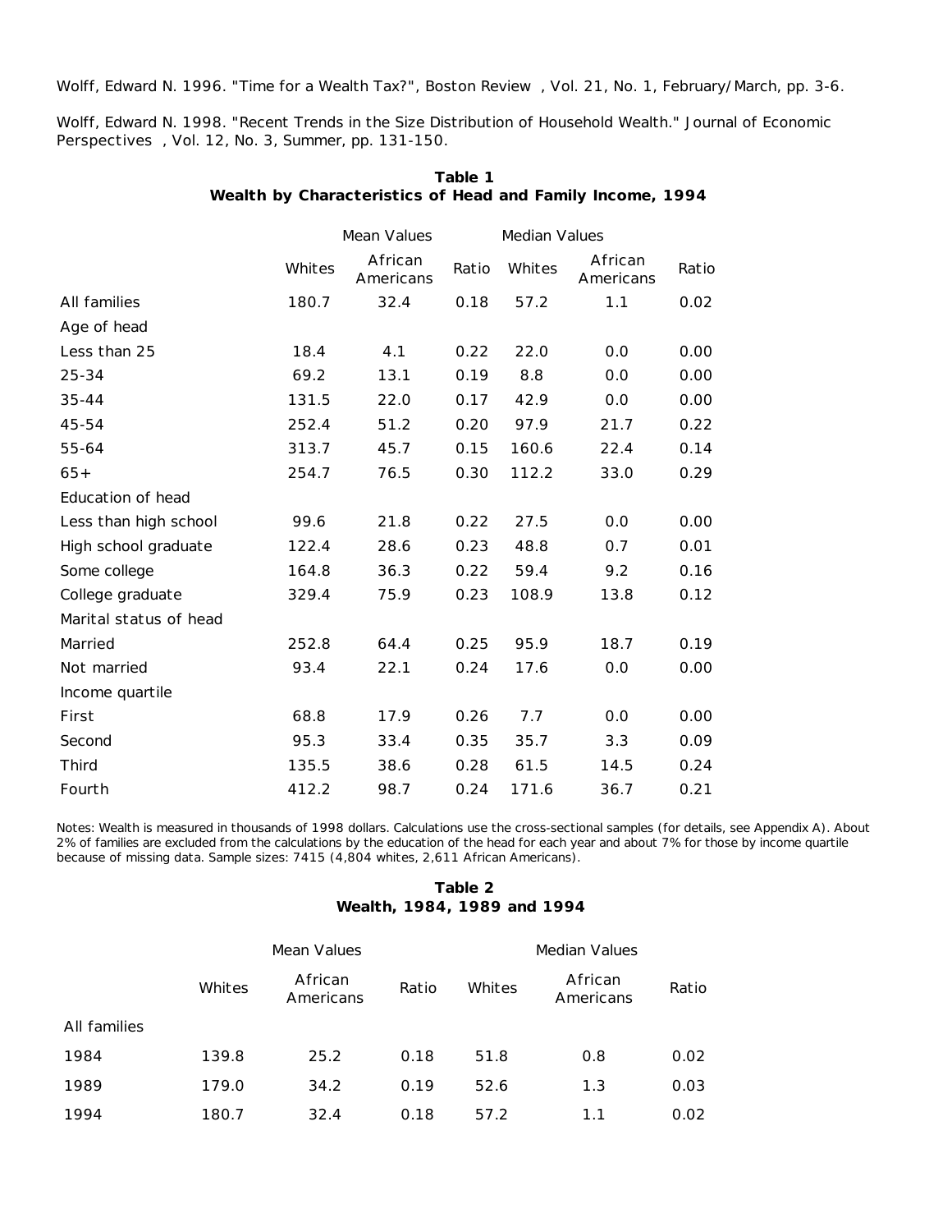Wolff, Edward N. 1996. "Time for a Wealth Tax?", *Boston Review*, Vol. 21, No. 1, February/March, pp. 3-6.

Wolff, Edward N. 1998. "Recent Trends in the Size Distribution of Household Wealth." *Journal of Economic Perspectives*, Vol. 12, No. 3, Summer, pp. 131-150.

**Table 1**
**Wealth by Characteristics of Head and Family Income, 1994**

| | Mean Values | | | Median Values | | |
|---|---|---|---|---|---|---|
| | Whites | African Americans | Ratio | Whites | African Americans | Ratio |
| All families | 180.7 | 32.4 | 0.18 | 57.2 | 1.1 | 0.02 |
| Age of head | | | | | | |
| Less than 25 | 18.4 | 4.1 | 0.22 | 22.0 | 0.0 | 0.00 |
| 25-34 | 69.2 | 13.1 | 0.19 | 8.8 | 0.0 | 0.00 |
| 35-44 | 131.5 | 22.0 | 0.17 | 42.9 | 0.0 | 0.00 |
| 45-54 | 252.4 | 51.2 | 0.20 | 97.9 | 21.7 | 0.22 |
| 55-64 | 313.7 | 45.7 | 0.15 | 160.6 | 22.4 | 0.14 |
| 65+ | 254.7 | 76.5 | 0.30 | 112.2 | 33.0 | 0.29 |
| Education of head | | | | | | |
| Less than high school | 99.6 | 21.8 | 0.22 | 27.5 | 0.0 | 0.00 |
| High school graduate | 122.4 | 28.6 | 0.23 | 48.8 | 0.7 | 0.01 |
| Some college | 164.8 | 36.3 | 0.22 | 59.4 | 9.2 | 0.16 |
| College graduate | 329.4 | 75.9 | 0.23 | 108.9 | 13.8 | 0.12 |
| Marital status of head | | | | | | |
| Married | 252.8 | 64.4 | 0.25 | 95.9 | 18.7 | 0.19 |
| Not married | 93.4 | 22.1 | 0.24 | 17.6 | 0.0 | 0.00 |
| Income quartile | | | | | | |
| First | 68.8 | 17.9 | 0.26 | 7.7 | 0.0 | 0.00 |
| Second | 95.3 | 33.4 | 0.35 | 35.7 | 3.3 | 0.09 |
| Third | 135.5 | 38.6 | 0.28 | 61.5 | 14.5 | 0.24 |
| Fourth | 412.2 | 98.7 | 0.24 | 171.6 | 36.7 | 0.21 |

Notes: Wealth is measured in thousands of 1998 dollars. Calculations use the cross-sectional samples (for details, see Appendix A). About 2% of families are excluded from the calculations by the education of the head for each year and about 7% for those by income quartile because of missing data. Sample sizes: 7415 (4,804 whites, 2,611 African Americans).

**Table 2**
**Wealth, 1984, 1989 and 1994**

| | Mean Values | | | Median Values | | |
|---|---|---|---|---|---|---|
| | Whites | African Americans | Ratio | Whites | African Americans | Ratio |
| All families | | | | | | |
| 1984 | 139.8 | 25.2 | 0.18 | 51.8 | 0.8 | 0.02 |
| 1989 | 179.0 | 34.2 | 0.19 | 52.6 | 1.3 | 0.03 |
| 1994 | 180.7 | 32.4 | 0.18 | 57.2 | 1.1 | 0.02 |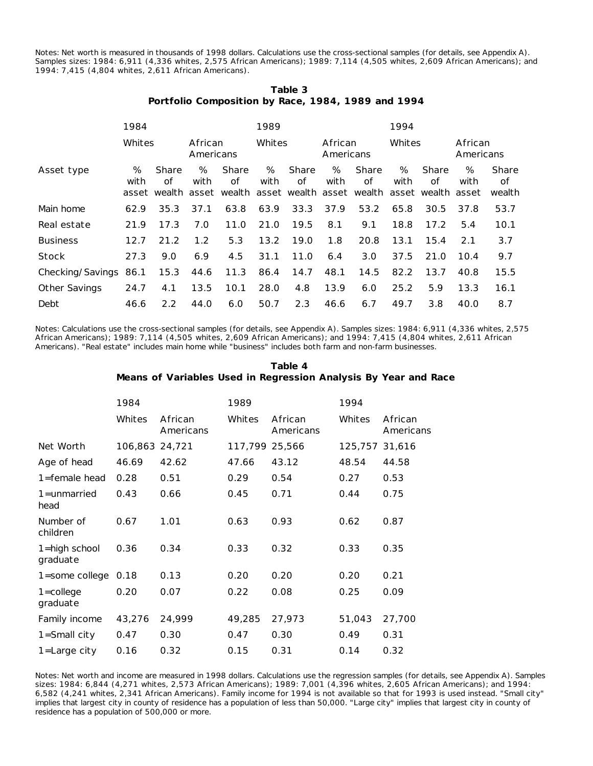Notes: Net worth is measured in thousands of 1998 dollars. Calculations use the cross-sectional samples (for details, see Appendix A). Samples sizes: 1984: 6,911 (4,336 whites, 2,575 African Americans); 1989: 7,114 (4,505 whites, 2,609 African Americans); and 1994: 7,415 (4,804 whites, 2,611 African Americans).

**Table 3**
**Portfolio Composition by Race, 1984, 1989 and 1994**

| | 1984 | | | | 1989 | | | | 1994 | | | |
|---|---|---|---|---|---|---|---|---|---|---|---|---|
| | Whites | | African Americans | | Whites | | African Americans | | Whites | | African Americans | |
| Asset type | % with asset | Share of wealth | % with asset | Share of wealth | % with asset | Share of wealth | % with asset | Share of wealth | % with asset | Share of wealth | % with asset | Share of wealth |
| Main home | 62.9 | 35.3 | 37.1 | 63.8 | 63.9 | 33.3 | 37.9 | 53.2 | 65.8 | 30.5 | 37.8 | 53.7 |
| Real estate | 21.9 | 17.3 | 7.0 | 11.0 | 21.0 | 19.5 | 8.1 | 9.1 | 18.8 | 17.2 | 5.4 | 10.1 |
| Business | 12.7 | 21.2 | 1.2 | 5.3 | 13.2 | 19.0 | 1.8 | 20.8 | 13.1 | 15.4 | 2.1 | 3.7 |
| Stock | 27.3 | 9.0 | 6.9 | 4.5 | 31.1 | 11.0 | 6.4 | 3.0 | 37.5 | 21.0 | 10.4 | 9.7 |
| Checking/Savings | 86.1 | 15.3 | 44.6 | 11.3 | 86.4 | 14.7 | 48.1 | 14.5 | 82.2 | 13.7 | 40.8 | 15.5 |
| Other Savings | 24.7 | 4.1 | 13.5 | 10.1 | 28.0 | 4.8 | 13.9 | 6.0 | 25.2 | 5.9 | 13.3 | 16.1 |
| Debt | 46.6 | 2.2 | 44.0 | 6.0 | 50.7 | 2.3 | 46.6 | 6.7 | 49.7 | 3.8 | 40.0 | 8.7 |

Notes: Calculations use the cross-sectional samples (for details, see Appendix A). Samples sizes: 1984: 6,911 (4,336 whites, 2,575 African Americans); 1989: 7,114 (4,505 whites, 2,609 African Americans); and 1994: 7,415 (4,804 whites, 2,611 African Americans). "Real estate" includes main home while "business" includes both farm and non-farm businesses.

**Table 4**
**Means of Variables Used in Regression Analysis By Year and Race**

| | 1984 | | 1989 | | 1994 | |
|---|---|---|---|---|---|---|
| | Whites | African Americans | Whites | African Americans | Whites | African Americans |
| Net Worth | 106,863 | 24,721 | 117,799 | 25,566 | 125,757 | 31,616 |
| Age of head | 46.69 | 42.62 | 47.66 | 43.12 | 48.54 | 44.58 |
| 1=female head | 0.28 | 0.51 | 0.29 | 0.54 | 0.27 | 0.53 |
| 1=unmarried head | 0.43 | 0.66 | 0.45 | 0.71 | 0.44 | 0.75 |
| Number of children | 0.67 | 1.01 | 0.63 | 0.93 | 0.62 | 0.87 |
| 1=high school graduate | 0.36 | 0.34 | 0.33 | 0.32 | 0.33 | 0.35 |
| 1=some college | 0.18 | 0.13 | 0.20 | 0.20 | 0.20 | 0.21 |
| 1=college graduate | 0.20 | 0.07 | 0.22 | 0.08 | 0.25 | 0.09 |
| Family income | 43,276 | 24,999 | 49,285 | 27,973 | 51,043 | 27,700 |
| 1=Small city | 0.47 | 0.30 | 0.47 | 0.30 | 0.49 | 0.31 |
| 1=Large city | 0.16 | 0.32 | 0.15 | 0.31 | 0.14 | 0.32 |

Notes: Net worth and income are measured in 1998 dollars. Calculations use the regression samples (for details, see Appendix A). Samples sizes: 1984: 6,844 (4,271 whites, 2,573 African Americans); 1989: 7,001 (4,396 whites, 2,605 African Americans); and 1994: 6,582 (4,241 whites, 2,341 African Americans). Family income for 1994 is not available so that for 1993 is used instead. "Small city" implies that largest city in county of residence has a population of less than 50,000. "Large city" implies that largest city in county of residence has a population of 500,000 or more.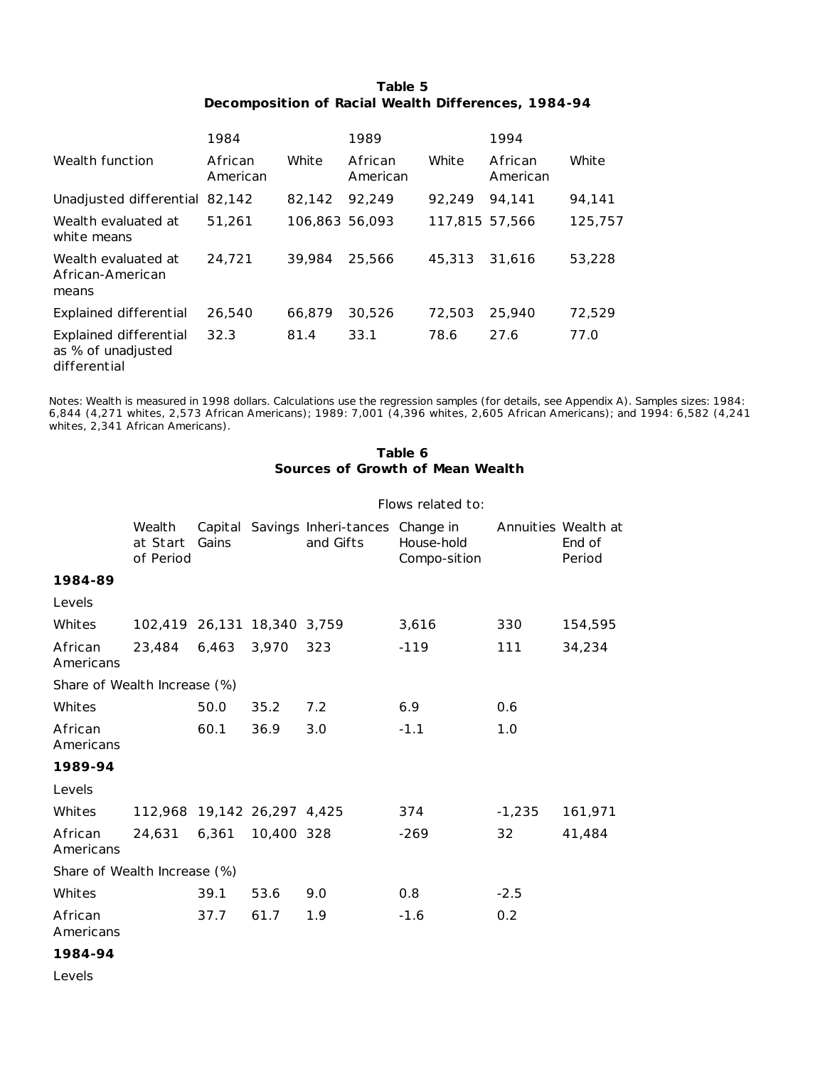**Table 5**
**Decomposition of Racial Wealth Differences, 1984-94**

| | 1984 | | 1989 | | 1994 | |
|---|---|---|---|---|---|---|
| Wealth function | African American | White | African American | White | African American | White |
| Unadjusted differential | 82,142 | 82,142 | 92,249 | 92,249 | 94,141 | 94,141 |
| Wealth evaluated at white means | 51,261 | 106,863 | 56,093 | 117,815 | 57,566 | 125,757 |
| Wealth evaluated at African-American means | 24,721 | 39,984 | 25,566 | 45,313 | 31,616 | 53,228 |
| Explained differential | 26,540 | 66,879 | 30,526 | 72,503 | 25,940 | 72,529 |
| Explained differential as % of unadjusted differential | 32.3 | 81.4 | 33.1 | 78.6 | 27.6 | 77.0 |

Notes: Wealth is measured in 1998 dollars. Calculations use the regression samples (for details, see Appendix A). Samples sizes: 1984: 6,844 (4,271 whites, 2,573 African Americans); 1989: 7,001 (4,396 whites, 2,605 African Americans); and 1994: 6,582 (4,241 whites, 2,341 African Americans).

**Table 6**
**Sources of Growth of Mean Wealth**

| | | Flows related to: | | | | | |
|---|---|---|---|---|---|---|---|
| | Wealth at Start of Period | Capital Gains | Savings | Inheri-tances and Gifts | Change in House-hold Compo-sition | Annuities | Wealth at End of Period |
| **1984-89** | | | | | | | |
| Levels | | | | | | | |
| Whites | 102,419 | 26,131 | 18,340 | 3,759 | 3,616 | 330 | 154,595 |
| African Americans | 23,484 | 6,463 | 3,970 | 323 | -119 | 111 | 34,234 |
| Share of Wealth Increase (%) | | | | | | | |
| Whites | | 50.0 | 35.2 | 7.2 | 6.9 | 0.6 | |
| African Americans | | 60.1 | 36.9 | 3.0 | -1.1 | 1.0 | |
| **1989-94** | | | | | | | |
| Levels | | | | | | | |
| Whites | 112,968 | 19,142 | 26,297 | 4,425 | 374 | -1,235 | 161,971 |
| African Americans | 24,631 | 6,361 | 10,400 | 328 | -269 | 32 | 41,484 |
| Share of Wealth Increase (%) | | | | | | | |
| Whites | | 39.1 | 53.6 | 9.0 | 0.8 | -2.5 | |
| African Americans | | 37.7 | 61.7 | 1.9 | -1.6 | 0.2 | |
| **1984-94** | | | | | | | |
| Levels | | | | | | | |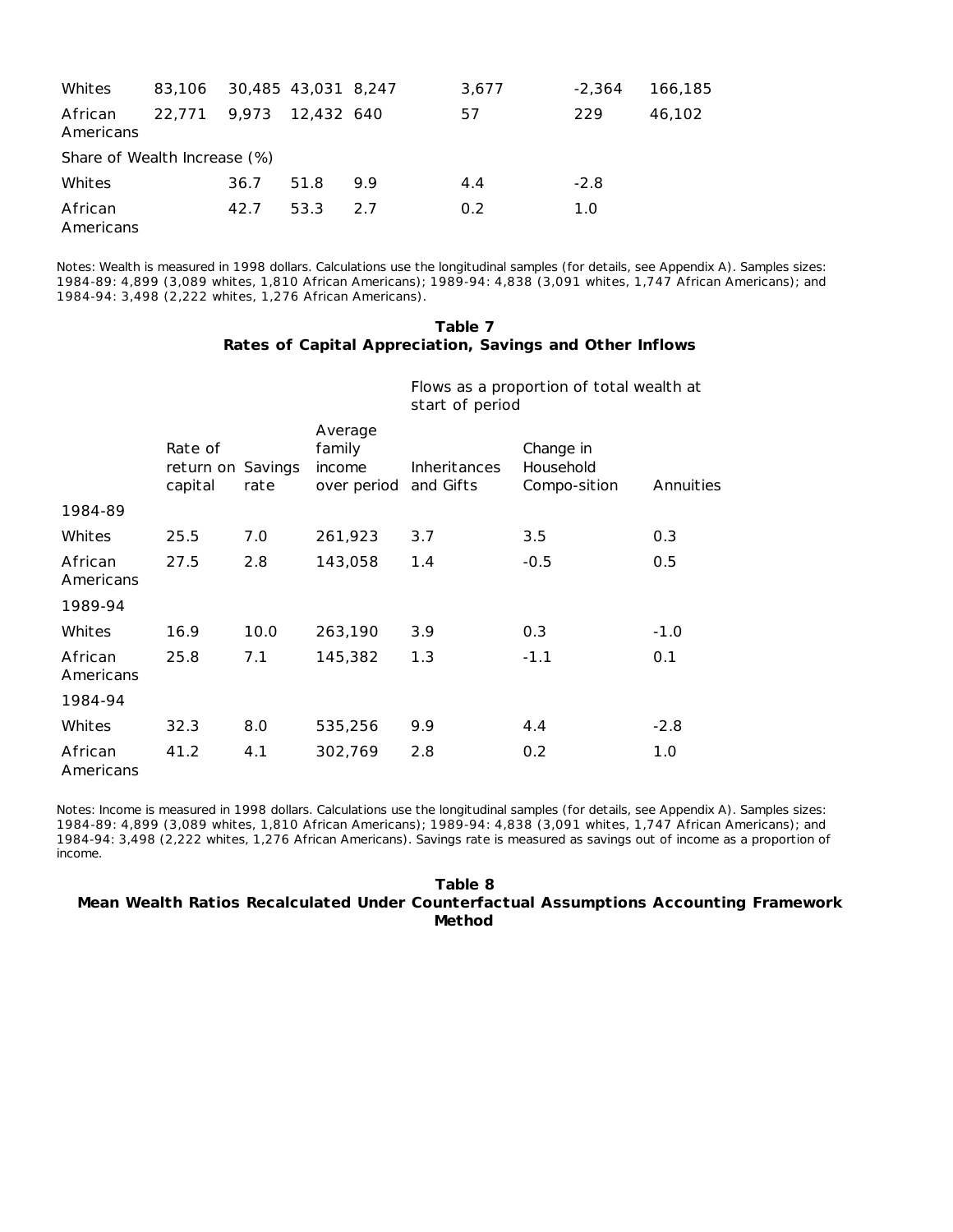| | | | | | | | |
|---|---|---|---|---|---|---|---|
| Whites | 83,106 | 30,485 | 43,031 | 8,247 | 3,677 | -2,364 | 166,185 |
| African Americans | 22,771 | 9,973 | 12,432 | 640 | 57 | 229 | 46,102 |
| Share of Wealth Increase (%) | | | | | | | |
| Whites | | 36.7 | 51.8 | 9.9 | 4.4 | -2.8 | |
| African Americans | | 42.7 | 53.3 | 2.7 | 0.2 | 1.0 | |

Notes: Wealth is measured in 1998 dollars. Calculations use the longitudinal samples (for details, see Appendix A). Samples sizes: 1984-89: 4,899 (3,089 whites, 1,810 African Americans); 1989-94: 4,838 (3,091 whites, 1,747 African Americans); and 1984-94: 3,498 (2,222 whites, 1,276 African Americans).

**Table 7**
**Rates of Capital Appreciation, Savings and Other Inflows**

| | | | | Flows as a proportion of total wealth at start of period | | |
|---|---|---|---|---|---|---|
| | Rate of return on capital | Savings rate | Average family income over period | Inheritances and Gifts | Change in Household Compo-sition | Annuities |
| 1984-89 | | | | | | |
| Whites | 25.5 | 7.0 | 261,923 | 3.7 | 3.5 | 0.3 |
| African Americans | 27.5 | 2.8 | 143,058 | 1.4 | -0.5 | 0.5 |
| 1989-94 | | | | | | |
| Whites | 16.9 | 10.0 | 263,190 | 3.9 | 0.3 | -1.0 |
| African Americans | 25.8 | 7.1 | 145,382 | 1.3 | -1.1 | 0.1 |
| 1984-94 | | | | | | |
| Whites | 32.3 | 8.0 | 535,256 | 9.9 | 4.4 | -2.8 |
| African Americans | 41.2 | 4.1 | 302,769 | 2.8 | 0.2 | 1.0 |

Notes: Income is measured in 1998 dollars. Calculations use the longitudinal samples (for details, see Appendix A). Samples sizes: 1984-89: 4,899 (3,089 whites, 1,810 African Americans); 1989-94: 4,838 (3,091 whites, 1,747 African Americans); and 1984-94: 3,498 (2,222 whites, 1,276 African Americans). Savings rate is measured as savings out of income as a proportion of income.

**Table 8**
**Mean Wealth Ratios Recalculated Under Counterfactual Assumptions Accounting Framework Method**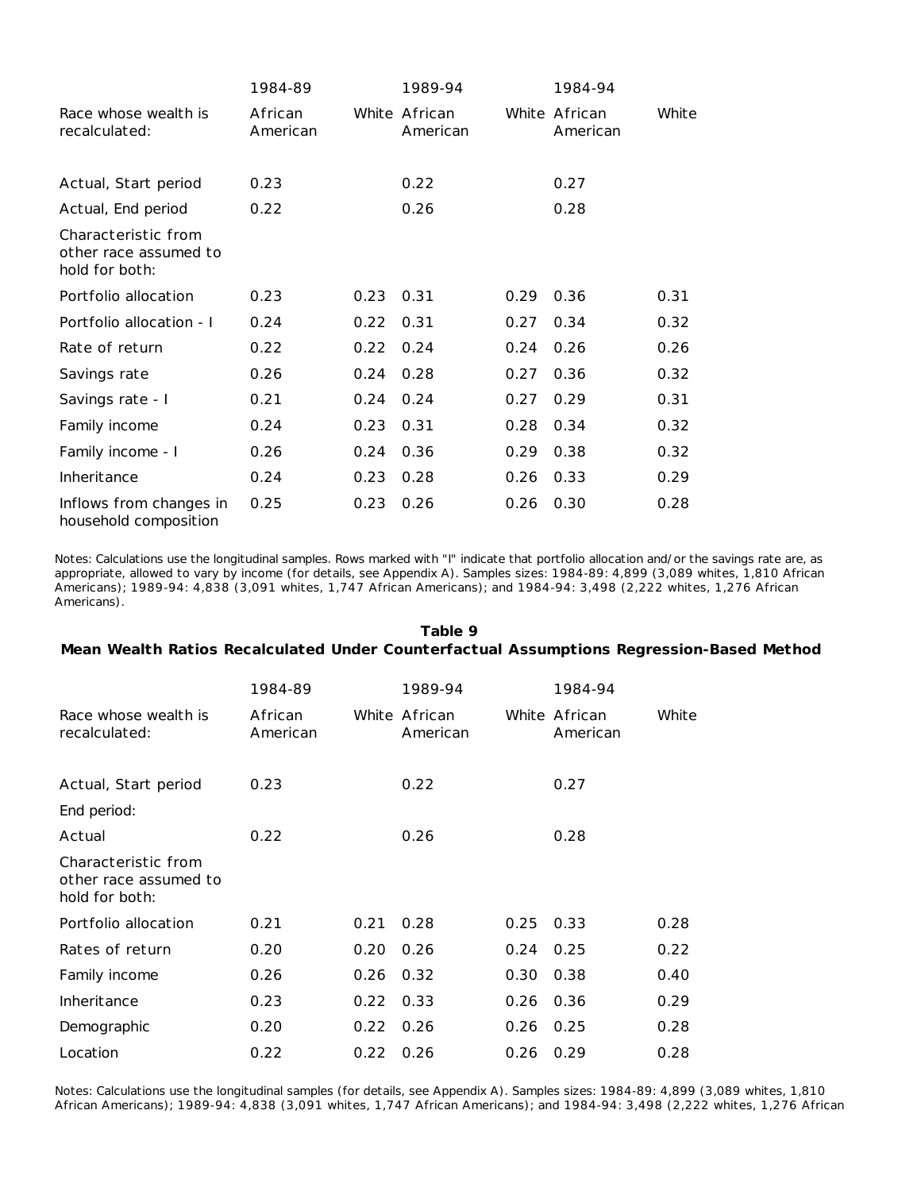| | 1984-89 | | 1989-94 | | 1984-94 | |
|---|---|---|---|---|---|---|
| Race whose wealth is recalculated: | African American | White | African American | White | African American | White |
| Actual, Start period | 0.23 | | 0.22 | | 0.27 | |
| Actual, End period | 0.22 | | 0.26 | | 0.28 | |
| Characteristic from other race assumed to hold for both: | | | | | | |
| Portfolio allocation | 0.23 | 0.23 | 0.31 | 0.29 | 0.36 | 0.31 |
| Portfolio allocation - I | 0.24 | 0.22 | 0.31 | 0.27 | 0.34 | 0.32 |
| Rate of return | 0.22 | 0.22 | 0.24 | 0.24 | 0.26 | 0.26 |
| Savings rate | 0.26 | 0.24 | 0.28 | 0.27 | 0.36 | 0.32 |
| Savings rate - I | 0.21 | 0.24 | 0.24 | 0.27 | 0.29 | 0.31 |
| Family income | 0.24 | 0.23 | 0.31 | 0.28 | 0.34 | 0.32 |
| Family income - I | 0.26 | 0.24 | 0.36 | 0.29 | 0.38 | 0.32 |
| Inheritance | 0.24 | 0.23 | 0.28 | 0.26 | 0.33 | 0.29 |
| Inflows from changes in household composition | 0.25 | 0.23 | 0.26 | 0.26 | 0.30 | 0.28 |

Notes: Calculations use the longitudinal samples. Rows marked with "I" indicate that portfolio allocation and/or the savings rate are, as appropriate, allowed to vary by income (for details, see Appendix A). Samples sizes: 1984-89: 4,899 (3,089 whites, 1,810 African Americans); 1989-94: 4,838 (3,091 whites, 1,747 African Americans); and 1984-94: 3,498 (2,222 whites, 1,276 African Americans).

**Table 9**
**Mean Wealth Ratios Recalculated Under Counterfactual Assumptions Regression-Based Method**

| | 1984-89 | | 1989-94 | | 1984-94 | |
|---|---|---|---|---|---|---|
| Race whose wealth is recalculated: | African American | White | African American | White | African American | White |
| Actual, Start period | 0.23 | | 0.22 | | 0.27 | |
| End period: | | | | | | |
| Actual | 0.22 | | 0.26 | | 0.28 | |
| Characteristic from other race assumed to hold for both: | | | | | | |
| Portfolio allocation | 0.21 | 0.21 | 0.28 | 0.25 | 0.33 | 0.28 |
| Rates of return | 0.20 | 0.20 | 0.26 | 0.24 | 0.25 | 0.22 |
| Family income | 0.26 | 0.26 | 0.32 | 0.30 | 0.38 | 0.40 |
| Inheritance | 0.23 | 0.22 | 0.33 | 0.26 | 0.36 | 0.29 |
| Demographic | 0.20 | 0.22 | 0.26 | 0.26 | 0.25 | 0.28 |
| Location | 0.22 | 0.22 | 0.26 | 0.26 | 0.29 | 0.28 |

Notes: Calculations use the longitudinal samples (for details, see Appendix A). Samples sizes: 1984-89: 4,899 (3,089 whites, 1,810 African Americans); 1989-94: 4,838 (3,091 whites, 1,747 African Americans); and 1984-94: 3,498 (2,222 whites, 1,276 African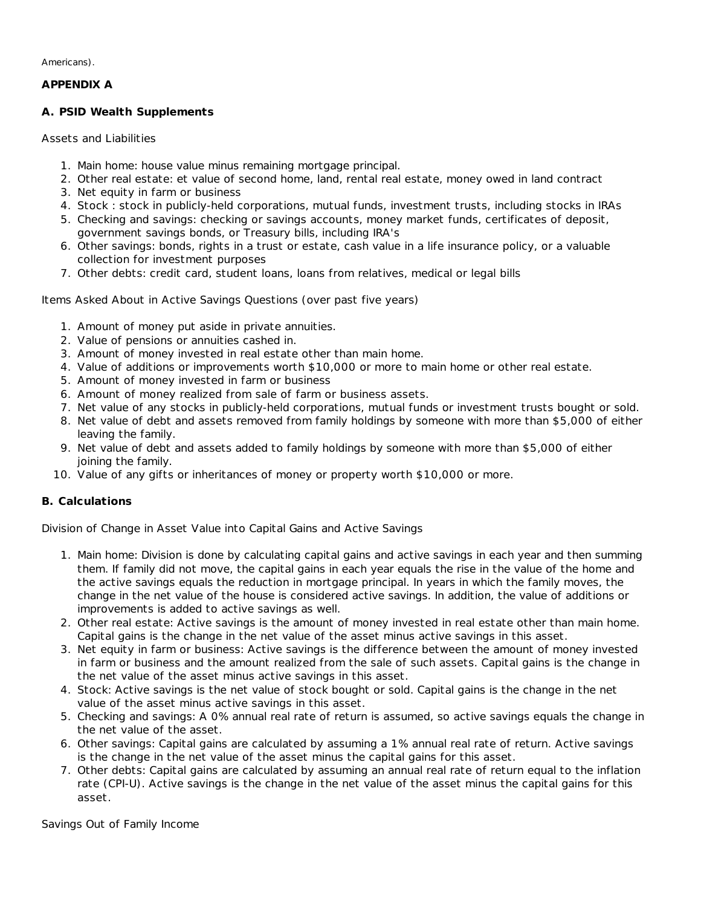Americans).

## APPENDIX A

### A. PSID Wealth Supplements

Assets and Liabilities

1. Main home: house value minus remaining mortgage principal.
2. Other real estate: et value of second home, land, rental real estate, money owed in land contract
3. Net equity in farm or business
4. Stock : stock in publicly-held corporations, mutual funds, investment trusts, including stocks in IRAs
5. Checking and savings: checking or savings accounts, money market funds, certificates of deposit, government savings bonds, or Treasury bills, including IRA's
6. Other savings: bonds, rights in a trust or estate, cash value in a life insurance policy, or a valuable collection for investment purposes
7. Other debts: credit card, student loans, loans from relatives, medical or legal bills

Items Asked About in Active Savings Questions (over past five years)

1. Amount of money put aside in private annuities.
2. Value of pensions or annuities cashed in.
3. Amount of money invested in real estate other than main home.
4. Value of additions or improvements worth $10,000 or more to main home or other real estate.
5. Amount of money invested in farm or business
6. Amount of money realized from sale of farm or business assets.
7. Net value of any stocks in publicly-held corporations, mutual funds or investment trusts bought or sold.
8. Net value of debt and assets removed from family holdings by someone with more than $5,000 of either leaving the family.
9. Net value of debt and assets added to family holdings by someone with more than $5,000 of either joining the family.
10. Value of any gifts or inheritances of money or property worth $10,000 or more.

### B. Calculations

Division of Change in Asset Value into Capital Gains and Active Savings

1. Main home: Division is done by calculating capital gains and active savings in each year and then summing them. If family did not move, the capital gains in each year equals the rise in the value of the home and the active savings equals the reduction in mortgage principal. In years in which the family moves, the change in the net value of the house is considered active savings. In addition, the value of additions or improvements is added to active savings as well.
2. Other real estate: Active savings is the amount of money invested in real estate other than main home. Capital gains is the change in the net value of the asset minus active savings in this asset.
3. Net equity in farm or business: Active savings is the difference between the amount of money invested in farm or business and the amount realized from the sale of such assets. Capital gains is the change in the net value of the asset minus active savings in this asset.
4. Stock: Active savings is the net value of stock bought or sold. Capital gains is the change in the net value of the asset minus active savings in this asset.
5. Checking and savings: A 0% annual real rate of return is assumed, so active savings equals the change in the net value of the asset.
6. Other savings: Capital gains are calculated by assuming a 1% annual real rate of return. Active savings is the change in the net value of the asset minus the capital gains for this asset.
7. Other debts: Capital gains are calculated by assuming an annual real rate of return equal to the inflation rate (CPI-U). Active savings is the change in the net value of the asset minus the capital gains for this asset.

Savings Out of Family Income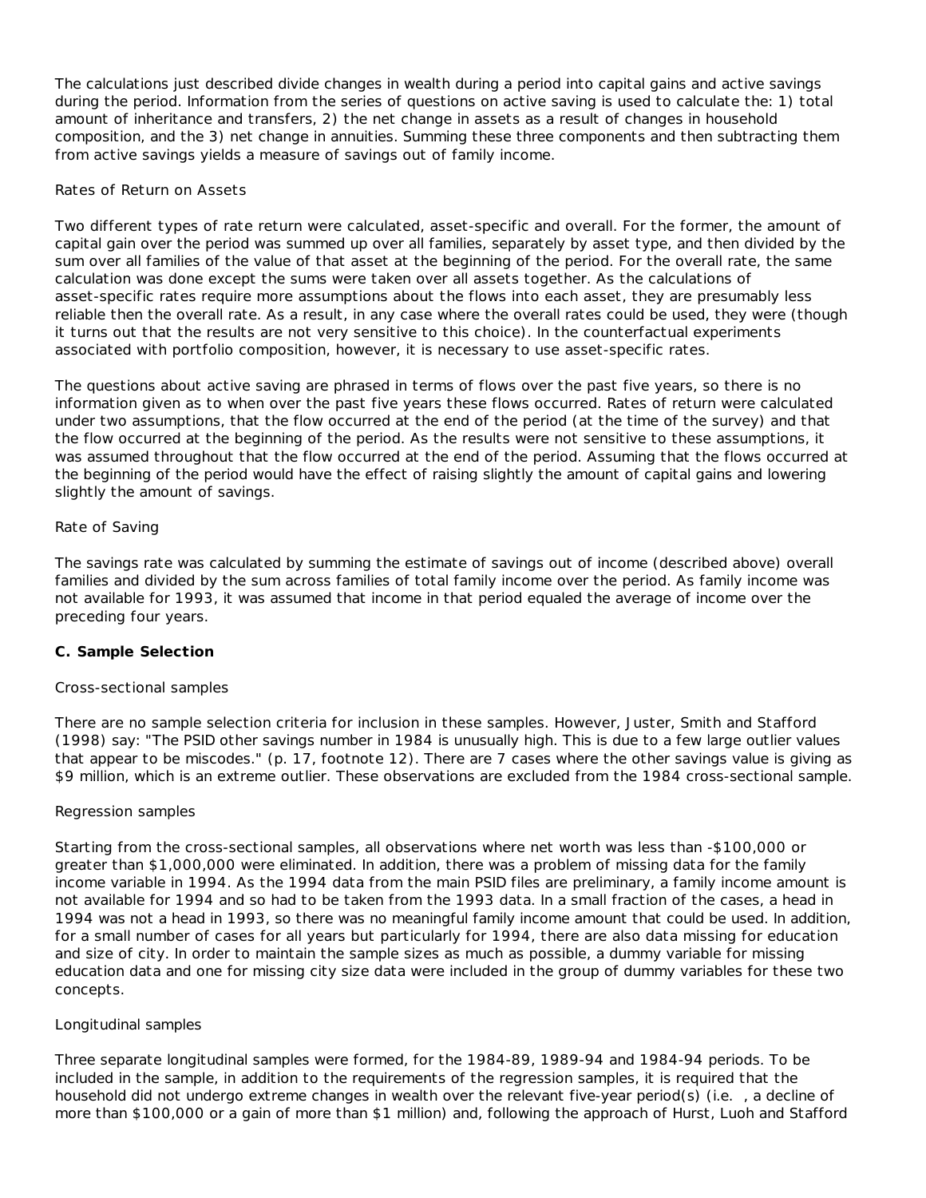The calculations just described divide changes in wealth during a period into capital gains and active savings during the period. Information from the series of questions on active saving is used to calculate the: 1) total amount of inheritance and transfers, 2) the net change in assets as a result of changes in household composition, and the 3) net change in annuities. Summing these three components and then subtracting them from active savings yields a measure of savings out of family income.

Rates of Return on Assets

Two different types of rate return were calculated, asset-specific and overall. For the former, the amount of capital gain over the period was summed up over all families, separately by asset type, and then divided by the sum over all families of the value of that asset at the beginning of the period. For the overall rate, the same calculation was done except the sums were taken over all assets together. As the calculations of asset-specific rates require more assumptions about the flows into each asset, they are presumably less reliable then the overall rate. As a result, in any case where the overall rates could be used, they were (though it turns out that the results are not very sensitive to this choice). In the counterfactual experiments associated with portfolio composition, however, it is necessary to use asset-specific rates.

The questions about active saving are phrased in terms of flows over the past five years, so there is no information given as to when over the past five years these flows occurred. Rates of return were calculated under two assumptions, that the flow occurred at the end of the period (at the time of the survey) and that the flow occurred at the beginning of the period. As the results were not sensitive to these assumptions, it was assumed throughout that the flow occurred at the end of the period. Assuming that the flows occurred at the beginning of the period would have the effect of raising slightly the amount of capital gains and lowering slightly the amount of savings.

Rate of Saving

The savings rate was calculated by summing the estimate of savings out of income (described above) overall families and divided by the sum across families of total family income over the period. As family income was not available for 1993, it was assumed that income in that period equaled the average of income over the preceding four years.

**C. Sample Selection**

Cross-sectional samples

There are no sample selection criteria for inclusion in these samples. However, Juster, Smith and Stafford (1998) say: "The PSID other savings number in 1984 is unusually high. This is due to a few large outlier values that appear to be miscodes." (p. 17, footnote 12). There are 7 cases where the other savings value is giving as $9 million, which is an extreme outlier. These observations are excluded from the 1984 cross-sectional sample.

Regression samples

Starting from the cross-sectional samples, all observations where net worth was less than -$100,000 or greater than $1,000,000 were eliminated. In addition, there was a problem of missing data for the family income variable in 1994. As the 1994 data from the main PSID files are preliminary, a family income amount is not available for 1994 and so had to be taken from the 1993 data. In a small fraction of the cases, a head in 1994 was not a head in 1993, so there was no meaningful family income amount that could be used. In addition, for a small number of cases for all years but particularly for 1994, there are also data missing for education and size of city. In order to maintain the sample sizes as much as possible, a dummy variable for missing education data and one for missing city size data were included in the group of dummy variables for these two concepts.

Longitudinal samples

Three separate longitudinal samples were formed, for the 1984-89, 1989-94 and 1984-94 periods. To be included in the sample, in addition to the requirements of the regression samples, it is required that the household did not undergo extreme changes in wealth over the relevant five-year period(s) (i.e. , a decline of more than $100,000 or a gain of more than $1 million) and, following the approach of Hurst, Luoh and Stafford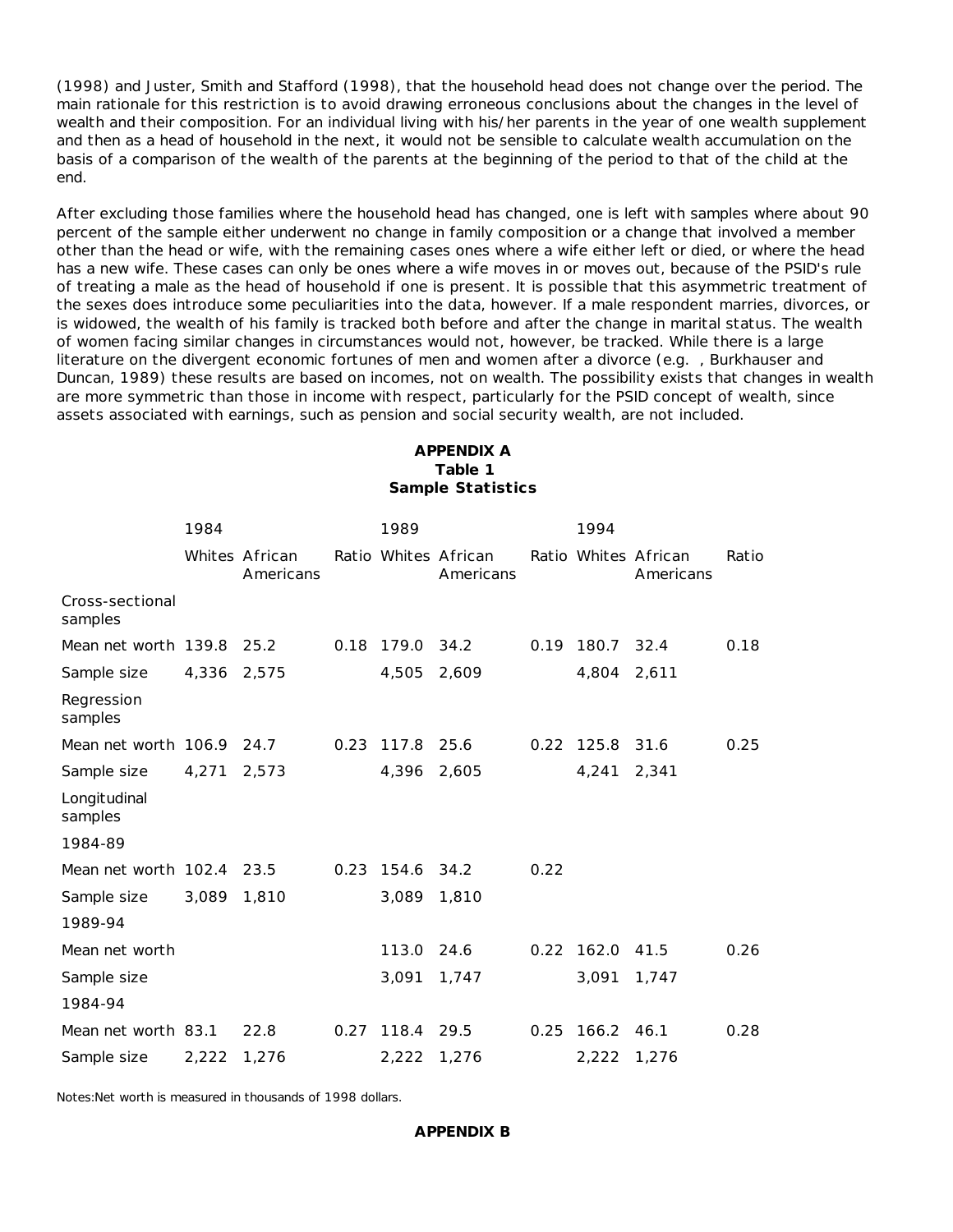(1998) and Juster, Smith and Stafford (1998), that the household head does not change over the period. The main rationale for this restriction is to avoid drawing erroneous conclusions about the changes in the level of wealth and their composition. For an individual living with his/her parents in the year of one wealth supplement and then as a head of household in the next, it would not be sensible to calculate wealth accumulation on the basis of a comparison of the wealth of the parents at the beginning of the period to that of the child at the end.

After excluding those families where the household head has changed, one is left with samples where about 90 percent of the sample either underwent no change in family composition or a change that involved a member other than the head or wife, with the remaining cases ones where a wife either left or died, or where the head has a new wife. These cases can only be ones where a wife moves in or moves out, because of the PSID's rule of treating a male as the head of household if one is present. It is possible that this asymmetric treatment of the sexes does introduce some peculiarities into the data, however. If a male respondent marries, divorces, or is widowed, the wealth of his family is tracked both before and after the change in marital status. The wealth of women facing similar changes in circumstances would not, however, be tracked. While there is a large literature on the divergent economic fortunes of men and women after a divorce (e.g. , Burkhauser and Duncan, 1989) these results are based on incomes, not on wealth. The possibility exists that changes in wealth are more symmetric than those in income with respect, particularly for the PSID concept of wealth, since assets associated with earnings, such as pension and social security wealth, are not included.

## APPENDIX A

### Table 1
### Sample Statistics

| | 1984 | | | 1989 | | | 1994 | | |
|---|---|---|---|---|---|---|---|---|---|
| | Whites | African Americans | Ratio | Whites | African Americans | Ratio | Whites | African Americans | Ratio |
| Cross-sectional samples | | | | | | | | | |
| Mean net worth | 139.8 | 25.2 | 0.18 | 179.0 | 34.2 | 0.19 | 180.7 | 32.4 | 0.18 |
| Sample size | 4,336 | 2,575 | | 4,505 | 2,609 | | 4,804 | 2,611 | |
| Regression samples | | | | | | | | | |
| Mean net worth | 106.9 | 24.7 | 0.23 | 117.8 | 25.6 | 0.22 | 125.8 | 31.6 | 0.25 |
| Sample size | 4,271 | 2,573 | | 4,396 | 2,605 | | 4,241 | 2,341 | |
| Longitudinal samples | | | | | | | | | |
| 1984-89 | | | | | | | | | |
| Mean net worth | 102.4 | 23.5 | 0.23 | 154.6 | 34.2 | 0.22 | | | |
| Sample size | 3,089 | 1,810 | | 3,089 | 1,810 | | | | |
| 1989-94 | | | | | | | | | |
| Mean net worth | | | | 113.0 | 24.6 | 0.22 | 162.0 | 41.5 | 0.26 |
| Sample size | | | | 3,091 | 1,747 | | 3,091 | 1,747 | |
| 1984-94 | | | | | | | | | |
| Mean net worth | 83.1 | 22.8 | 0.27 | 118.4 | 29.5 | 0.25 | 166.2 | 46.1 | 0.28 |
| Sample size | 2,222 | 1,276 | | 2,222 | 1,276 | | 2,222 | 1,276 | |

Notes:Net worth is measured in thousands of 1998 dollars.

## APPENDIX B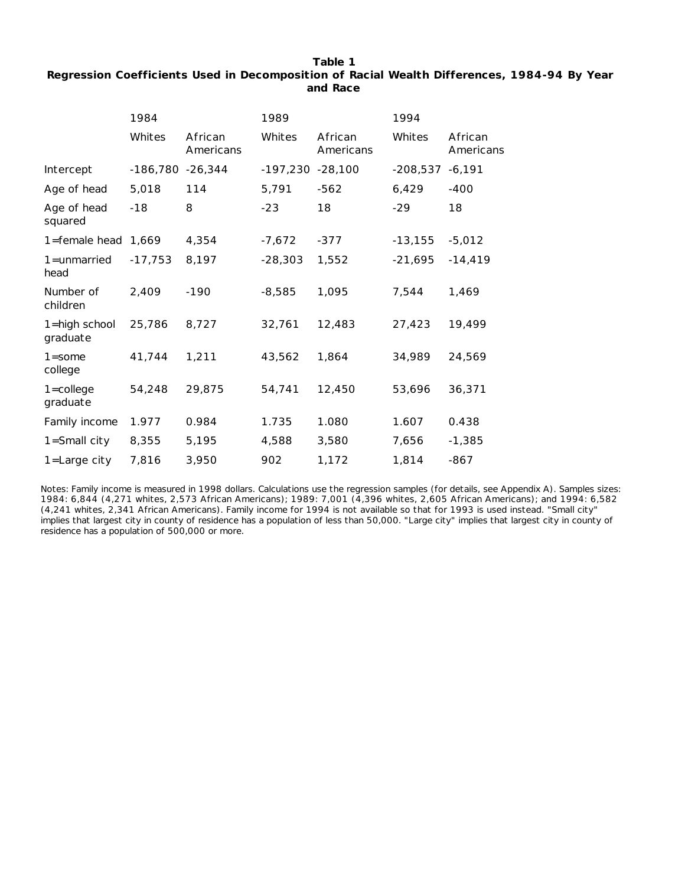**Table 1**
**Regression Coefficients Used in Decomposition of Racial Wealth Differences, 1984-94 By Year and Race**

| | 1984 | | 1989 | | 1994 | |
|---|---|---|---|---|---|---|
| | Whites | African Americans | Whites | African Americans | Whites | African Americans |
| Intercept | -186,780 | -26,344 | -197,230 | -28,100 | -208,537 | -6,191 |
| Age of head | 5,018 | 114 | 5,791 | -562 | 6,429 | -400 |
| Age of head squared | -18 | 8 | -23 | 18 | -29 | 18 |
| 1=female head | 1,669 | 4,354 | -7,672 | -377 | -13,155 | -5,012 |
| 1=unmarried head | -17,753 | 8,197 | -28,303 | 1,552 | -21,695 | -14,419 |
| Number of children | 2,409 | -190 | -8,585 | 1,095 | 7,544 | 1,469 |
| 1=high school graduate | 25,786 | 8,727 | 32,761 | 12,483 | 27,423 | 19,499 |
| 1=some college | 41,744 | 1,211 | 43,562 | 1,864 | 34,989 | 24,569 |
| 1=college graduate | 54,248 | 29,875 | 54,741 | 12,450 | 53,696 | 36,371 |
| Family income | 1.977 | 0.984 | 1.735 | 1.080 | 1.607 | 0.438 |
| 1=Small city | 8,355 | 5,195 | 4,588 | 3,580 | 7,656 | -1,385 |
| 1=Large city | 7,816 | 3,950 | 902 | 1,172 | 1,814 | -867 |

Notes: Family income is measured in 1998 dollars. Calculations use the regression samples (for details, see Appendix A). Samples sizes: 1984: 6,844 (4,271 whites, 2,573 African Americans); 1989: 7,001 (4,396 whites, 2,605 African Americans); and 1994: 6,582 (4,241 whites, 2,341 African Americans). Family income for 1994 is not available so that for 1993 is used instead. "Small city" implies that largest city in county of residence has a population of less than 50,000. "Large city" implies that largest city in county of residence has a population of 500,000 or more.